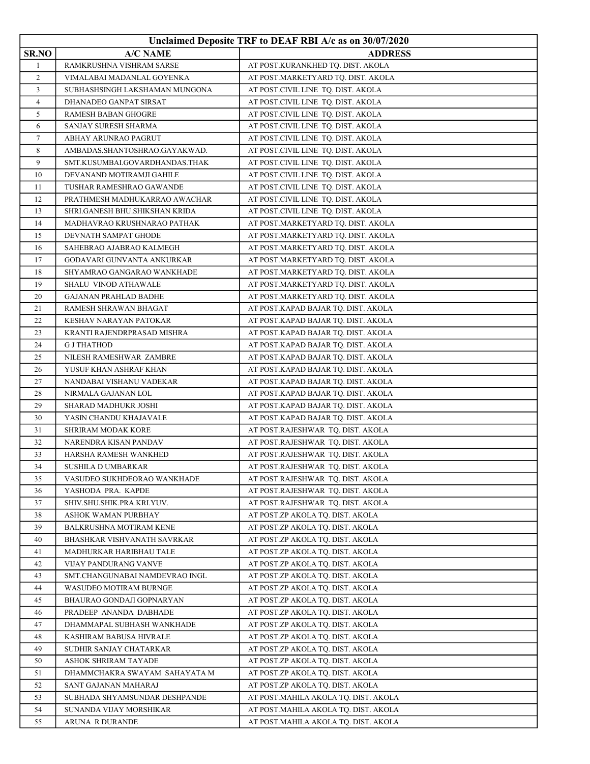| Unclaimed Deposite TRF to DEAF RBI A/c as on 30/07/2020 | | |
|---|---|---|
| SR.NO | A/C NAME | ADDRESS |
| 1 | RAMKRUSHNA VISHRAM SARSE | AT POST.KURANKHED TQ. DIST. AKOLA |
| 2 | VIMALABAI MADANLAL GOYENKA | AT POST.MARKETYARD TQ. DIST. AKOLA |
| 3 | SUBHASHSINGH LAKSHAMAN MUNGONA | AT POST.CIVIL LINE TQ. DIST. AKOLA |
| 4 | DHANADEO GANPAT SIRSAT | AT POST.CIVIL LINE TQ. DIST. AKOLA |
| 5 | RAMESH BABAN GHOGRE | AT POST.CIVIL LINE TQ. DIST. AKOLA |
| 6 | SANJAY SURESH SHARMA | AT POST.CIVIL LINE TQ. DIST. AKOLA |
| 7 | ABHAY ARUNRAO PAGRUT | AT POST.CIVIL LINE TQ. DIST. AKOLA |
| 8 | AMBADAS.SHANTOSHRAO.GAYAKWAD. | AT POST.CIVIL LINE TQ. DIST. AKOLA |
| 9 | SMT.KUSUMBAI.GOVARDHANDAS.THAK | AT POST.CIVIL LINE TQ. DIST. AKOLA |
| 10 | DEVANAND MOTIRAMJI GAHILE | AT POST.CIVIL LINE TQ. DIST. AKOLA |
| 11 | TUSHAR RAMESHRAO GAWANDE | AT POST.CIVIL LINE TQ. DIST. AKOLA |
| 12 | PRATHMESH MADHUKARRAO AWACHAR | AT POST.CIVIL LINE TQ. DIST. AKOLA |
| 13 | SHRI.GANESH BHU.SHIKSHAN KRIDA | AT POST.CIVIL LINE TQ. DIST. AKOLA |
| 14 | MADHAVRAO KRUSHNARAO PATHAK | AT POST.MARKETYARD TQ. DIST. AKOLA |
| 15 | DEVNATH SAMPAT GHODE | AT POST.MARKETYARD TQ. DIST. AKOLA |
| 16 | SAHEBRAO AJABRAO KALMEGH | AT POST.MARKETYARD TQ. DIST. AKOLA |
| 17 | GODAVARI GUNVANTA ANKURKAR | AT POST.MARKETYARD TQ. DIST. AKOLA |
| 18 | SHYAMRAO GANGARAO WANKHADE | AT POST.MARKETYARD TQ. DIST. AKOLA |
| 19 | SHALU VINOD ATHAWALE | AT POST.MARKETYARD TQ. DIST. AKOLA |
| 20 | GAJANAN PRAHLAD BADHE | AT POST.MARKETYARD TQ. DIST. AKOLA |
| 21 | RAMESH SHRAWAN BHAGAT | AT POST.KAPAD BAJAR TQ. DIST. AKOLA |
| 22 | KESHAV NARAYAN PATOKAR | AT POST.KAPAD BAJAR TQ. DIST. AKOLA |
| 23 | KRANTI RAJENDRPRASAD MISHRA | AT POST.KAPAD BAJAR TQ. DIST. AKOLA |
| 24 | G J THATHOD | AT POST.KAPAD BAJAR TQ. DIST. AKOLA |
| 25 | NILESH RAMESHWAR ZAMBRE | AT POST.KAPAD BAJAR TQ. DIST. AKOLA |
| 26 | YUSUF KHAN ASHRAF KHAN | AT POST.KAPAD BAJAR TQ. DIST. AKOLA |
| 27 | NANDABAI VISHANU VADEKAR | AT POST.KAPAD BAJAR TQ. DIST. AKOLA |
| 28 | NIRMALA GAJANAN LOL | AT POST.KAPAD BAJAR TQ. DIST. AKOLA |
| 29 | SHARAD MADHUKR JOSHI | AT POST.KAPAD BAJAR TQ. DIST. AKOLA |
| 30 | YASIN CHANDU KHAJAVALE | AT POST.KAPAD BAJAR TQ. DIST. AKOLA |
| 31 | SHRIRAM MODAK KORE | AT POST.RAJESHWAR TQ. DIST. AKOLA |
| 32 | NARENDRA KISAN PANDAV | AT POST.RAJESHWAR TQ. DIST. AKOLA |
| 33 | HARSHA RAMESH WANKHED | AT POST.RAJESHWAR TQ. DIST. AKOLA |
| 34 | SUSHILA D UMBARKAR | AT POST.RAJESHWAR TQ. DIST. AKOLA |
| 35 | VASUDEO SUKHDEORAO WANKHADE | AT POST.RAJESHWAR TQ. DIST. AKOLA |
| 36 | YASHODA PRA. KAPDE | AT POST.RAJESHWAR TQ. DIST. AKOLA |
| 37 | SHIV.SHU.SHIK.PRA.KRI.YUV. | AT POST.RAJESHWAR TQ. DIST. AKOLA |
| 38 | ASHOK WAMAN PURBHAY | AT POST.ZP AKOLA TQ. DIST. AKOLA |
| 39 | BALKRUSHNA MOTIRAM KENE | AT POST.ZP AKOLA TQ. DIST. AKOLA |
| 40 | BHASHKAR VISHVANATH SAVRKAR | AT POST.ZP AKOLA TQ. DIST. AKOLA |
| 41 | MADHURKAR HARIBHAU TALE | AT POST.ZP AKOLA TQ. DIST. AKOLA |
| 42 | VIJAY PANDURANG VANVE | AT POST.ZP AKOLA TQ. DIST. AKOLA |
| 43 | SMT.CHANGUNABAI NAMDEVRAO INGL | AT POST.ZP AKOLA TQ. DIST. AKOLA |
| 44 | WASUDEO MOTIRAM BURNGE | AT POST.ZP AKOLA TQ. DIST. AKOLA |
| 45 | BHAURAO GONDAJI GOPNARYAN | AT POST.ZP AKOLA TQ. DIST. AKOLA |
| 46 | PRADEEP ANANDA DABHADE | AT POST.ZP AKOLA TQ. DIST. AKOLA |
| 47 | DHAMMAPAL SUBHASH WANKHADE | AT POST.ZP AKOLA TQ. DIST. AKOLA |
| 48 | KASHIRAM BABUSA HIVRALE | AT POST.ZP AKOLA TQ. DIST. AKOLA |
| 49 | SUDHIR SANJAY CHATARKAR | AT POST.ZP AKOLA TQ. DIST. AKOLA |
| 50 | ASHOK SHRIRAM TAYADE | AT POST.ZP AKOLA TQ. DIST. AKOLA |
| 51 | DHAMMCHAKRA SWAYAM SAHAYATA M | AT POST.ZP AKOLA TQ. DIST. AKOLA |
| 52 | SANT GAJANAN MAHARAJ | AT POST.ZP AKOLA TQ. DIST. AKOLA |
| 53 | SUBHADA SHYAMSUNDAR DESHPANDE | AT POST.MAHILA AKOLA TQ. DIST. AKOLA |
| 54 | SUNANDA VIJAY MORSHIKAR | AT POST.MAHILA AKOLA TQ. DIST. AKOLA |
| 55 | ARUNA R DURANDE | AT POST.MAHILA AKOLA TQ. DIST. AKOLA |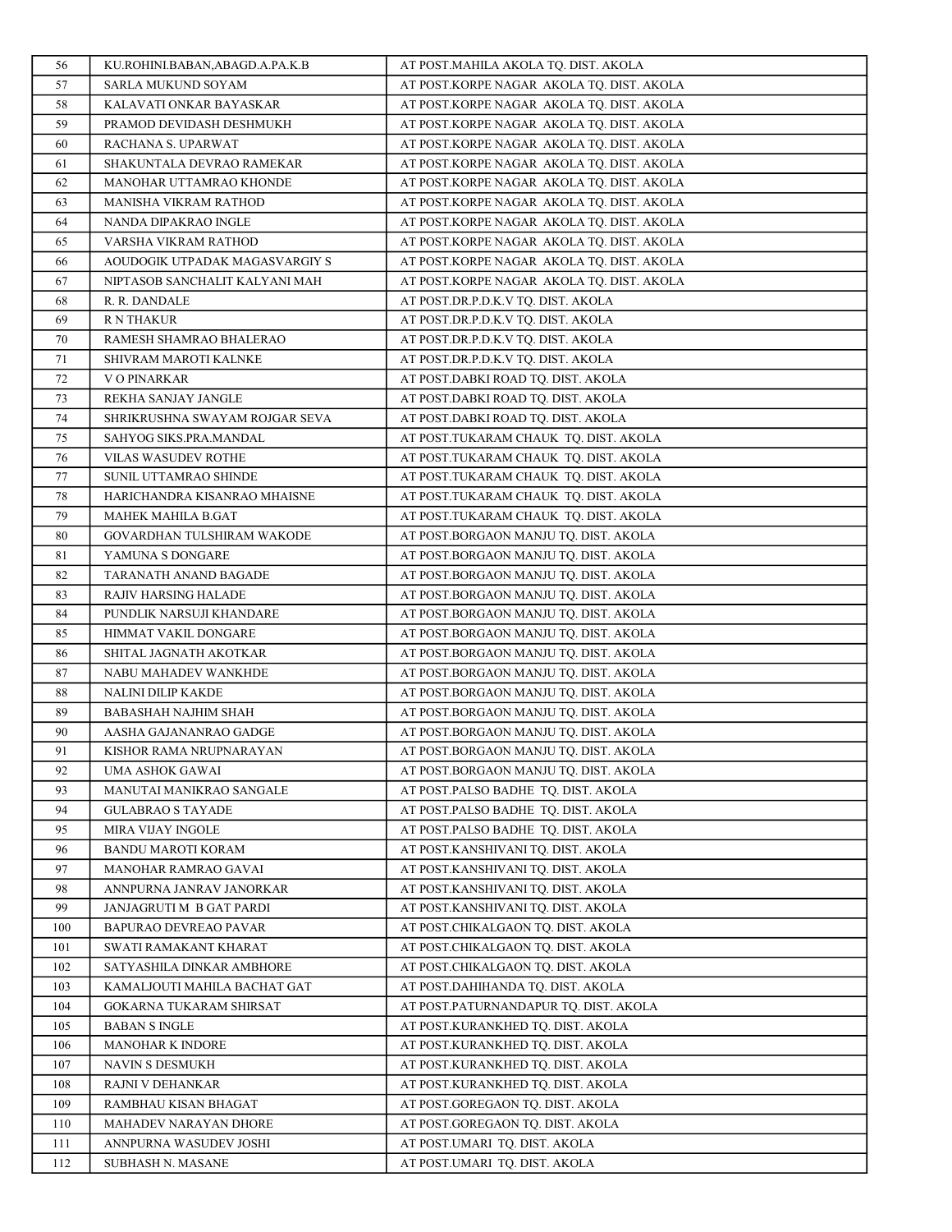| 56 | KU.ROHINI.BABAN,ABAGD.A.PA.K.B | AT POST.MAHILA AKOLA TQ. DIST. AKOLA |
|---|---|---|
| 57 | SARLA MUKUND SOYAM | AT POST.KORPE NAGAR AKOLA TQ. DIST. AKOLA |
| 58 | KALAVATI ONKAR BAYASKAR | AT POST.KORPE NAGAR AKOLA TQ. DIST. AKOLA |
| 59 | PRAMOD DEVIDASH DESHMUKH | AT POST.KORPE NAGAR AKOLA TQ. DIST. AKOLA |
| 60 | RACHANA S. UPARWAT | AT POST.KORPE NAGAR AKOLA TQ. DIST. AKOLA |
| 61 | SHAKUNTALA DEVRAO RAMEKAR | AT POST.KORPE NAGAR AKOLA TQ. DIST. AKOLA |
| 62 | MANOHAR UTTAMRAO KHONDE | AT POST.KORPE NAGAR AKOLA TQ. DIST. AKOLA |
| 63 | MANISHA VIKRAM RATHOD | AT POST.KORPE NAGAR AKOLA TQ. DIST. AKOLA |
| 64 | NANDA DIPAKRAO INGLE | AT POST.KORPE NAGAR AKOLA TQ. DIST. AKOLA |
| 65 | VARSHA VIKRAM RATHOD | AT POST.KORPE NAGAR AKOLA TQ. DIST. AKOLA |
| 66 | AOUDOGIK UTPADAK MAGASVARGIY S | AT POST.KORPE NAGAR AKOLA TQ. DIST. AKOLA |
| 67 | NIPTASOB SANCHALIT KALYANI MAH | AT POST.KORPE NAGAR AKOLA TQ. DIST. AKOLA |
| 68 | R. R. DANDALE | AT POST.DR.P.D.K.V TQ. DIST. AKOLA |
| 69 | R N THAKUR | AT POST.DR.P.D.K.V TQ. DIST. AKOLA |
| 70 | RAMESH SHAMRAO BHALERAO | AT POST.DR.P.D.K.V TQ. DIST. AKOLA |
| 71 | SHIVRAM MAROTI KALNKE | AT POST.DR.P.D.K.V TQ. DIST. AKOLA |
| 72 | V O PINARKAR | AT POST.DABKI ROAD TQ. DIST. AKOLA |
| 73 | REKHA SANJAY JANGLE | AT POST.DABKI ROAD TQ. DIST. AKOLA |
| 74 | SHRIKRUSHNA SWAYAM ROJGAR SEVA | AT POST.DABKI ROAD TQ. DIST. AKOLA |
| 75 | SAHYOG SIKS.PRA.MANDAL | AT POST.TUKARAM CHAUK TQ. DIST. AKOLA |
| 76 | VILAS WASUDEV ROTHE | AT POST.TUKARAM CHAUK TQ. DIST. AKOLA |
| 77 | SUNIL UTTAMRAO SHINDE | AT POST.TUKARAM CHAUK TQ. DIST. AKOLA |
| 78 | HARICHANDRA KISANRAO MHAISNE | AT POST.TUKARAM CHAUK TQ. DIST. AKOLA |
| 79 | MAHEK MAHILA B.GAT | AT POST.TUKARAM CHAUK TQ. DIST. AKOLA |
| 80 | GOVARDHAN TULSHIRAM WAKODE | AT POST.BORGAON MANJU TQ. DIST. AKOLA |
| 81 | YAMUNA S DONGARE | AT POST.BORGAON MANJU TQ. DIST. AKOLA |
| 82 | TARANATH ANAND BAGADE | AT POST.BORGAON MANJU TQ. DIST. AKOLA |
| 83 | RAJIV HARSING HALADE | AT POST.BORGAON MANJU TQ. DIST. AKOLA |
| 84 | PUNDLIK NARSUJI KHANDARE | AT POST.BORGAON MANJU TQ. DIST. AKOLA |
| 85 | HIMMAT VAKIL DONGARE | AT POST.BORGAON MANJU TQ. DIST. AKOLA |
| 86 | SHITAL JAGNATH AKOTKAR | AT POST.BORGAON MANJU TQ. DIST. AKOLA |
| 87 | NABU MAHADEV WANKHDE | AT POST.BORGAON MANJU TQ. DIST. AKOLA |
| 88 | NALINI DILIP KAKDE | AT POST.BORGAON MANJU TQ. DIST. AKOLA |
| 89 | BABASHAH NAJHIM SHAH | AT POST.BORGAON MANJU TQ. DIST. AKOLA |
| 90 | AASHA GAJANANRAO GADGE | AT POST.BORGAON MANJU TQ. DIST. AKOLA |
| 91 | KISHOR RAMA NRUPNARAYAN | AT POST.BORGAON MANJU TQ. DIST. AKOLA |
| 92 | UMA ASHOK GAWAI | AT POST.BORGAON MANJU TQ. DIST. AKOLA |
| 93 | MANUTAI MANIKRAO SANGALE | AT POST.PALSO BADHE TQ. DIST. AKOLA |
| 94 | GULABRAO S TAYADE | AT POST.PALSO BADHE TQ. DIST. AKOLA |
| 95 | MIRA VIJAY INGOLE | AT POST.PALSO BADHE TQ. DIST. AKOLA |
| 96 | BANDU MAROTI KORAM | AT POST.KANSHIVANI TQ. DIST. AKOLA |
| 97 | MANOHAR RAMRAO GAVAI | AT POST.KANSHIVANI TQ. DIST. AKOLA |
| 98 | ANNPURNA JANRAV JANORKAR | AT POST.KANSHIVANI TQ. DIST. AKOLA |
| 99 | JANJAGRUTI M B GAT PARDI | AT POST.KANSHIVANI TQ. DIST. AKOLA |
| 100 | BAPURAO DEVREAO PAVAR | AT POST.CHIKALGAON TQ. DIST. AKOLA |
| 101 | SWATI RAMAKANT KHARAT | AT POST.CHIKALGAON TQ. DIST. AKOLA |
| 102 | SATYASHILA DINKAR AMBHORE | AT POST.CHIKALGAON TQ. DIST. AKOLA |
| 103 | KAMALJOUTI MAHILA BACHAT GAT | AT POST.DAHIHANDA TQ. DIST. AKOLA |
| 104 | GOKARNA TUKARAM SHIRSAT | AT POST.PATURNANDAPUR TQ. DIST. AKOLA |
| 105 | BABAN S INGLE | AT POST.KURANKHED TQ. DIST. AKOLA |
| 106 | MANOHAR K INDORE | AT POST.KURANKHED TQ. DIST. AKOLA |
| 107 | NAVIN S DESMUKH | AT POST.KURANKHED TQ. DIST. AKOLA |
| 108 | RAJNI V DEHANKAR | AT POST.KURANKHED TQ. DIST. AKOLA |
| 109 | RAMBHAU KISAN BHAGAT | AT POST.GOREGAON TQ. DIST. AKOLA |
| 110 | MAHADEV NARAYAN DHORE | AT POST.GOREGAON TQ. DIST. AKOLA |
| 111 | ANNPURNA WASUDEV JOSHI | AT POST.UMARI TQ. DIST. AKOLA |
| 112 | SUBHASH N. MASANE | AT POST.UMARI TQ. DIST. AKOLA |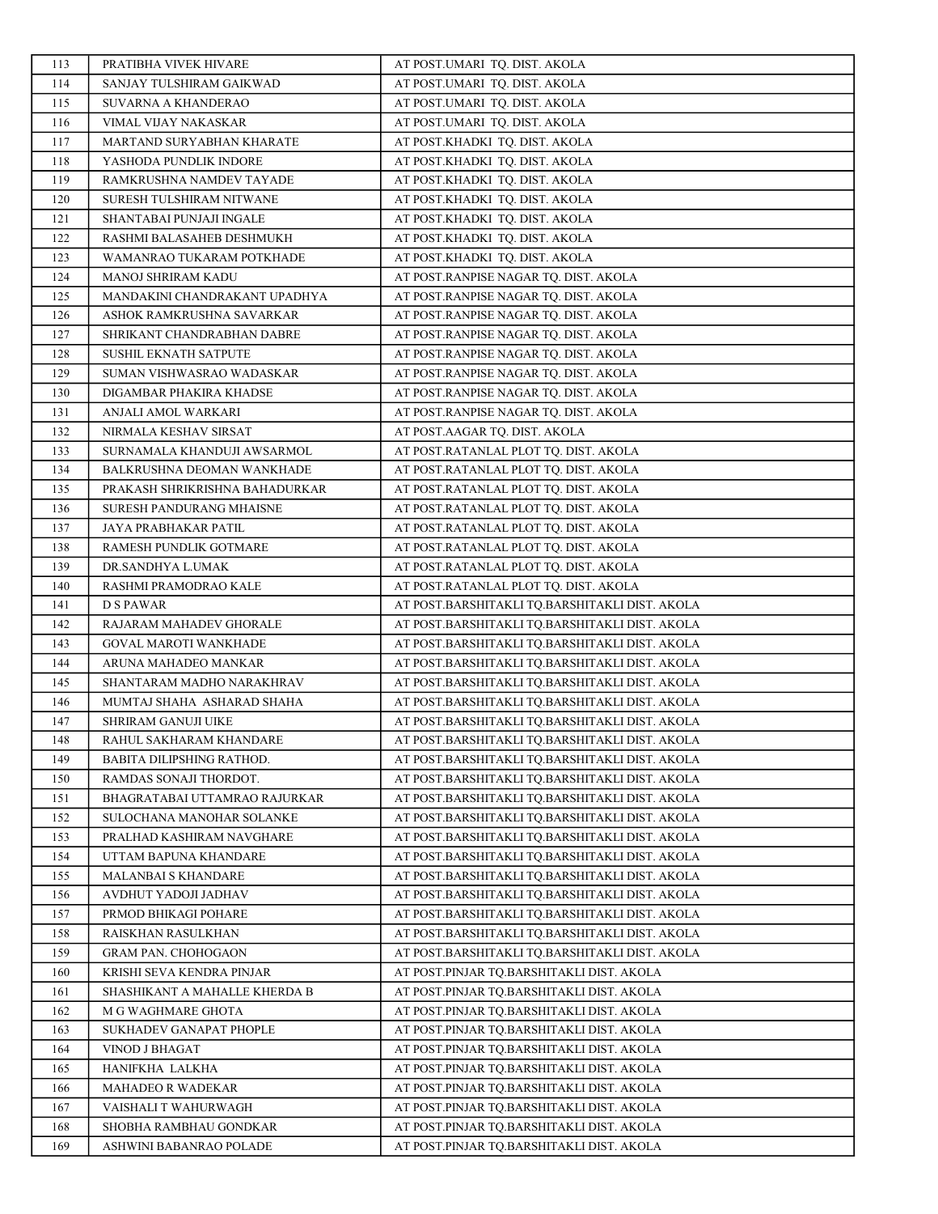| 113 | PRATIBHA VIVEK HIVARE | AT POST.UMARI TQ. DIST. AKOLA |
|---|---|---|
| 114 | SANJAY TULSHIRAM GAIKWAD | AT POST.UMARI TQ. DIST. AKOLA |
| 115 | SUVARNA A KHANDERAO | AT POST.UMARI TQ. DIST. AKOLA |
| 116 | VIMAL VIJAY NAKASKAR | AT POST.UMARI TQ. DIST. AKOLA |
| 117 | MARTAND SURYABHAN KHARATE | AT POST.KHADKI TQ. DIST. AKOLA |
| 118 | YASHODA PUNDLIK INDORE | AT POST.KHADKI TQ. DIST. AKOLA |
| 119 | RAMKRUSHNA NAMDEV TAYADE | AT POST.KHADKI TQ. DIST. AKOLA |
| 120 | SURESH TULSHIRAM NITWANE | AT POST.KHADKI TQ. DIST. AKOLA |
| 121 | SHANTABAI PUNJAJI INGALE | AT POST.KHADKI TQ. DIST. AKOLA |
| 122 | RASHMI BALASAHEB DESHMUKH | AT POST.KHADKI TQ. DIST. AKOLA |
| 123 | WAMANRAO TUKARAM POTKHADE | AT POST.KHADKI TQ. DIST. AKOLA |
| 124 | MANOJ SHRIRAM KADU | AT POST.RANPISE NAGAR TQ. DIST. AKOLA |
| 125 | MANDAKINI CHANDRAKANT UPADHYA | AT POST.RANPISE NAGAR TQ. DIST. AKOLA |
| 126 | ASHOK RAMKRUSHNA SAVARKAR | AT POST.RANPISE NAGAR TQ. DIST. AKOLA |
| 127 | SHRIKANT CHANDRABHAN DABRE | AT POST.RANPISE NAGAR TQ. DIST. AKOLA |
| 128 | SUSHIL EKNATH SATPUTE | AT POST.RANPISE NAGAR TQ. DIST. AKOLA |
| 129 | SUMAN VISHWASRAO WADASKAR | AT POST.RANPISE NAGAR TQ. DIST. AKOLA |
| 130 | DIGAMBAR PHAKIRA KHADSE | AT POST.RANPISE NAGAR TQ. DIST. AKOLA |
| 131 | ANJALI AMOL WARKARI | AT POST.RANPISE NAGAR TQ. DIST. AKOLA |
| 132 | NIRMALA KESHAV SIRSAT | AT POST.AAGAR TQ. DIST. AKOLA |
| 133 | SURNAMALA KHANDUJI AWSARMOL | AT POST.RATANLAL PLOT TQ. DIST. AKOLA |
| 134 | BALKRUSHNA DEOMAN WANKHADE | AT POST.RATANLAL PLOT TQ. DIST. AKOLA |
| 135 | PRAKASH SHRIKRISHNA BAHADURKAR | AT POST.RATANLAL PLOT TQ. DIST. AKOLA |
| 136 | SURESH PANDURANG MHAISNE | AT POST.RATANLAL PLOT TQ. DIST. AKOLA |
| 137 | JAYA PRABHAKAR PATIL | AT POST.RATANLAL PLOT TQ. DIST. AKOLA |
| 138 | RAMESH PUNDLIK GOTMARE | AT POST.RATANLAL PLOT TQ. DIST. AKOLA |
| 139 | DR.SANDHYA L.UMAK | AT POST.RATANLAL PLOT TQ. DIST. AKOLA |
| 140 | RASHMI PRAMODRAO KALE | AT POST.RATANLAL PLOT TQ. DIST. AKOLA |
| 141 | D S PAWAR | AT POST.BARSHITAKLI TQ.BARSHITAKLI DIST. AKOLA |
| 142 | RAJARAM MAHADEV GHORALE | AT POST.BARSHITAKLI TQ.BARSHITAKLI DIST. AKOLA |
| 143 | GOVAL MAROTI WANKHADE | AT POST.BARSHITAKLI TQ.BARSHITAKLI DIST. AKOLA |
| 144 | ARUNA MAHADEO MANKAR | AT POST.BARSHITAKLI TQ.BARSHITAKLI DIST. AKOLA |
| 145 | SHANTARAM MADHO NARAKHRAV | AT POST.BARSHITAKLI TQ.BARSHITAKLI DIST. AKOLA |
| 146 | MUMTAJ SHAHA ASHARAD SHAHA | AT POST.BARSHITAKLI TQ.BARSHITAKLI DIST. AKOLA |
| 147 | SHRIRAM GANUJI UIKE | AT POST.BARSHITAKLI TQ.BARSHITAKLI DIST. AKOLA |
| 148 | RAHUL SAKHARAM KHANDARE | AT POST.BARSHITAKLI TQ.BARSHITAKLI DIST. AKOLA |
| 149 | BABITA DILIPSHING RATHOD. | AT POST.BARSHITAKLI TQ.BARSHITAKLI DIST. AKOLA |
| 150 | RAMDAS SONAJI THORDOT. | AT POST.BARSHITAKLI TQ.BARSHITAKLI DIST. AKOLA |
| 151 | BHAGRATABAI UTTAMRAO RAJURKAR | AT POST.BARSHITAKLI TQ.BARSHITAKLI DIST. AKOLA |
| 152 | SULOCHANA MANOHAR SOLANKE | AT POST.BARSHITAKLI TQ.BARSHITAKLI DIST. AKOLA |
| 153 | PRALHAD KASHIRAM NAVGHARE | AT POST.BARSHITAKLI TQ.BARSHITAKLI DIST. AKOLA |
| 154 | UTTAM BAPUNA KHANDARE | AT POST.BARSHITAKLI TQ.BARSHITAKLI DIST. AKOLA |
| 155 | MALANBAI S KHANDARE | AT POST.BARSHITAKLI TQ.BARSHITAKLI DIST. AKOLA |
| 156 | AVDHUT YADOJI JADHAV | AT POST.BARSHITAKLI TQ.BARSHITAKLI DIST. AKOLA |
| 157 | PRMOD BHIKAGI POHARE | AT POST.BARSHITAKLI TQ.BARSHITAKLI DIST. AKOLA |
| 158 | RAISKHAN RASULKHAN | AT POST.BARSHITAKLI TQ.BARSHITAKLI DIST. AKOLA |
| 159 | GRAM PAN. CHOHOGAON | AT POST.BARSHITAKLI TQ.BARSHITAKLI DIST. AKOLA |
| 160 | KRISHI SEVA KENDRA PINJAR | AT POST.PINJAR TQ.BARSHITAKLI DIST. AKOLA |
| 161 | SHASHIKANT A MAHALLE KHERDA B | AT POST.PINJAR TQ.BARSHITAKLI DIST. AKOLA |
| 162 | M G WAGHMARE GHOTA | AT POST.PINJAR TQ.BARSHITAKLI DIST. AKOLA |
| 163 | SUKHADEV GANAPAT PHOPLE | AT POST.PINJAR TQ.BARSHITAKLI DIST. AKOLA |
| 164 | VINOD J BHAGAT | AT POST.PINJAR TQ.BARSHITAKLI DIST. AKOLA |
| 165 | HANIFKHA LALKHA | AT POST.PINJAR TQ.BARSHITAKLI DIST. AKOLA |
| 166 | MAHADEO R WADEKAR | AT POST.PINJAR TQ.BARSHITAKLI DIST. AKOLA |
| 167 | VAISHALI T WAHURWAGH | AT POST.PINJAR TQ.BARSHITAKLI DIST. AKOLA |
| 168 | SHOBHA RAMBHAU GONDKAR | AT POST.PINJAR TQ.BARSHITAKLI DIST. AKOLA |
| 169 | ASHWINI BABANRAO POLADE | AT POST.PINJAR TQ.BARSHITAKLI DIST. AKOLA |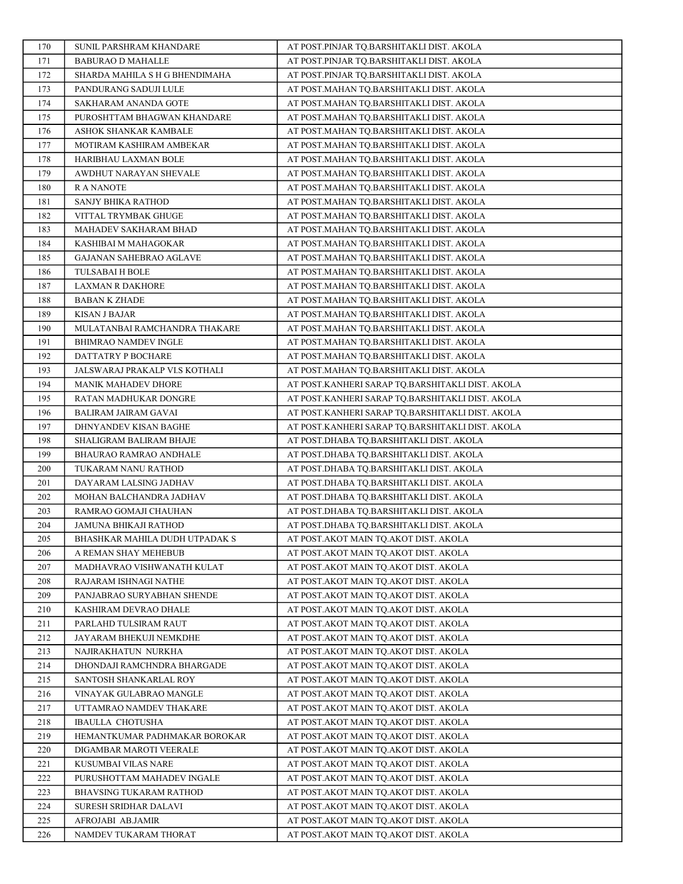| 170 | SUNIL PARSHRAM KHANDARE | AT POST.PINJAR TQ.BARSHITAKLI DIST. AKOLA |
|---|---|---|
| 171 | BABURAO D MAHALLE | AT POST.PINJAR TQ.BARSHITAKLI DIST. AKOLA |
| 172 | SHARDA MAHILA S H G BHENDIMAHA | AT POST.PINJAR TQ.BARSHITAKLI DIST. AKOLA |
| 173 | PANDURANG SADUJI LULE | AT POST.MAHAN TQ.BARSHITAKLI DIST. AKOLA |
| 174 | SAKHARAM ANANDA GOTE | AT POST.MAHAN TQ.BARSHITAKLI DIST. AKOLA |
| 175 | PUROSHTTAM BHAGWAN KHANDARE | AT POST.MAHAN TQ.BARSHITAKLI DIST. AKOLA |
| 176 | ASHOK SHANKAR KAMBALE | AT POST.MAHAN TQ.BARSHITAKLI DIST. AKOLA |
| 177 | MOTIRAM KASHIRAM AMBEKAR | AT POST.MAHAN TQ.BARSHITAKLI DIST. AKOLA |
| 178 | HARIBHAU LAXMAN BOLE | AT POST.MAHAN TQ.BARSHITAKLI DIST. AKOLA |
| 179 | AWDHUT NARAYAN SHEVALE | AT POST.MAHAN TQ.BARSHITAKLI DIST. AKOLA |
| 180 | R A NANOTE | AT POST.MAHAN TQ.BARSHITAKLI DIST. AKOLA |
| 181 | SANJY BHIKA RATHOD | AT POST.MAHAN TQ.BARSHITAKLI DIST. AKOLA |
| 182 | VITTAL TRYMBAK GHUGE | AT POST.MAHAN TQ.BARSHITAKLI DIST. AKOLA |
| 183 | MAHADEV SAKHARAM BHAD | AT POST.MAHAN TQ.BARSHITAKLI DIST. AKOLA |
| 184 | KASHIBAI M MAHAGOKAR | AT POST.MAHAN TQ.BARSHITAKLI DIST. AKOLA |
| 185 | GAJANAN SAHEBRAO AGLAVE | AT POST.MAHAN TQ.BARSHITAKLI DIST. AKOLA |
| 186 | TULSABAI H BOLE | AT POST.MAHAN TQ.BARSHITAKLI DIST. AKOLA |
| 187 | LAXMAN R DAKHORE | AT POST.MAHAN TQ.BARSHITAKLI DIST. AKOLA |
| 188 | BABAN K ZHADE | AT POST.MAHAN TQ.BARSHITAKLI DIST. AKOLA |
| 189 | KISAN J BAJAR | AT POST.MAHAN TQ.BARSHITAKLI DIST. AKOLA |
| 190 | MULATANBAI RAMCHANDRA THAKARE | AT POST.MAHAN TQ.BARSHITAKLI DIST. AKOLA |
| 191 | BHIMRAO NAMDEV INGLE | AT POST.MAHAN TQ.BARSHITAKLI DIST. AKOLA |
| 192 | DATTATRY P BOCHARE | AT POST.MAHAN TQ.BARSHITAKLI DIST. AKOLA |
| 193 | JALSWARAJ PRAKALP VI.S KOTHALI | AT POST.MAHAN TQ.BARSHITAKLI DIST. AKOLA |
| 194 | MANIK MAHADEV DHORE | AT POST.KANHERI SARAP TQ.BARSHITAKLI DIST. AKOLA |
| 195 | RATAN MADHUKAR DONGRE | AT POST.KANHERI SARAP TQ.BARSHITAKLI DIST. AKOLA |
| 196 | BALIRAM JAIRAM GAVAI | AT POST.KANHERI SARAP TQ.BARSHITAKLI DIST. AKOLA |
| 197 | DHNYANDEV KISAN BAGHE | AT POST.KANHERI SARAP TQ.BARSHITAKLI DIST. AKOLA |
| 198 | SHALIGRAM BALIRAM BHAJE | AT POST.DHABA TQ.BARSHITAKLI DIST. AKOLA |
| 199 | BHAURAO RAMRAO ANDHALE | AT POST.DHABA TQ.BARSHITAKLI DIST. AKOLA |
| 200 | TUKARAM NANU RATHOD | AT POST.DHABA TQ.BARSHITAKLI DIST. AKOLA |
| 201 | DAYARAM LALSING JADHAV | AT POST.DHABA TQ.BARSHITAKLI DIST. AKOLA |
| 202 | MOHAN BALCHANDRA JADHAV | AT POST.DHABA TQ.BARSHITAKLI DIST. AKOLA |
| 203 | RAMRAO GOMAJI CHAUHAN | AT POST.DHABA TQ.BARSHITAKLI DIST. AKOLA |
| 204 | JAMUNA BHIKAJI RATHOD | AT POST.DHABA TQ.BARSHITAKLI DIST. AKOLA |
| 205 | BHASHKAR MAHILA DUDH UTPADAK S | AT POST.AKOT MAIN TQ.AKOT DIST. AKOLA |
| 206 | A REMAN SHAY MEHEBUB | AT POST.AKOT MAIN TQ.AKOT DIST. AKOLA |
| 207 | MADHAVRAO VISHWANATH KULAT | AT POST.AKOT MAIN TQ.AKOT DIST. AKOLA |
| 208 | RAJARAM ISHNAGI NATHE | AT POST.AKOT MAIN TQ.AKOT DIST. AKOLA |
| 209 | PANJABRAO SURYABHAN SHENDE | AT POST.AKOT MAIN TQ.AKOT DIST. AKOLA |
| 210 | KASHIRAM DEVRAO DHALE | AT POST.AKOT MAIN TQ.AKOT DIST. AKOLA |
| 211 | PARLAHD TULSIRAM RAUT | AT POST.AKOT MAIN TQ.AKOT DIST. AKOLA |
| 212 | JAYARAM BHEKUJI NEMKDHE | AT POST.AKOT MAIN TQ.AKOT DIST. AKOLA |
| 213 | NAJIRAKHATUN NURKHA | AT POST.AKOT MAIN TQ.AKOT DIST. AKOLA |
| 214 | DHONDAJI RAMCHNDRA BHARGADE | AT POST.AKOT MAIN TQ.AKOT DIST. AKOLA |
| 215 | SANTOSH SHANKARLAL ROY | AT POST.AKOT MAIN TQ.AKOT DIST. AKOLA |
| 216 | VINAYAK GULABRAO MANGLE | AT POST.AKOT MAIN TQ.AKOT DIST. AKOLA |
| 217 | UTTAMRAO NAMDEV THAKARE | AT POST.AKOT MAIN TQ.AKOT DIST. AKOLA |
| 218 | IBAULLA CHOTUSHA | AT POST.AKOT MAIN TQ.AKOT DIST. AKOLA |
| 219 | HEMANTKUMAR PADHMAKAR BOROKAR | AT POST.AKOT MAIN TQ.AKOT DIST. AKOLA |
| 220 | DIGAMBAR MAROTI VEERALE | AT POST.AKOT MAIN TQ.AKOT DIST. AKOLA |
| 221 | KUSUMBAI VILAS NARE | AT POST.AKOT MAIN TQ.AKOT DIST. AKOLA |
| 222 | PURUSHOTTAM MAHADEV INGALE | AT POST.AKOT MAIN TQ.AKOT DIST. AKOLA |
| 223 | BHAVSING TUKARAM RATHOD | AT POST.AKOT MAIN TQ.AKOT DIST. AKOLA |
| 224 | SURESH SRIDHAR DALAVI | AT POST.AKOT MAIN TQ.AKOT DIST. AKOLA |
| 225 | AFROJABI AB.JAMIR | AT POST.AKOT MAIN TQ.AKOT DIST. AKOLA |
| 226 | NAMDEV TUKARAM THORAT | AT POST.AKOT MAIN TQ.AKOT DIST. AKOLA |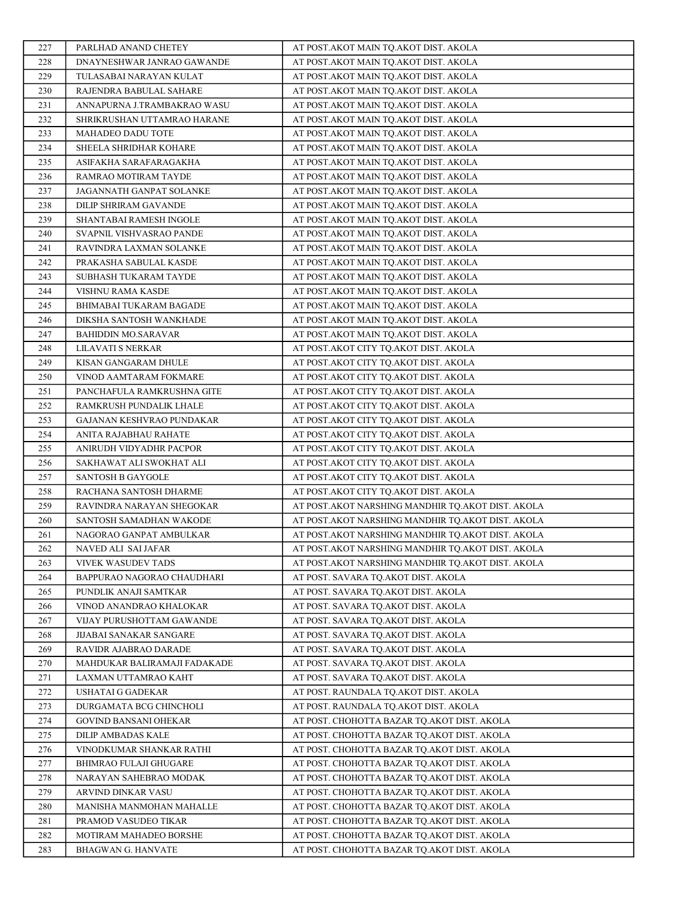| 227 | PARLHAD ANAND CHETEY | AT POST.AKOT MAIN TQ.AKOT DIST. AKOLA |
|---|---|---|
| 228 | DNAYNESHWAR JANRAO GAWANDE | AT POST.AKOT MAIN TQ.AKOT DIST. AKOLA |
| 229 | TULASABAI NARAYAN KULAT | AT POST.AKOT MAIN TQ.AKOT DIST. AKOLA |
| 230 | RAJENDRA BABULAL SAHARE | AT POST.AKOT MAIN TQ.AKOT DIST. AKOLA |
| 231 | ANNAPURNA J.TRAMBAKRAO WASU | AT POST.AKOT MAIN TQ.AKOT DIST. AKOLA |
| 232 | SHRIKRUSHAN UTTAMRAO HARANE | AT POST.AKOT MAIN TQ.AKOT DIST. AKOLA |
| 233 | MAHADEO DADU TOTE | AT POST.AKOT MAIN TQ.AKOT DIST. AKOLA |
| 234 | SHEELA SHRIDHAR KOHARE | AT POST.AKOT MAIN TQ.AKOT DIST. AKOLA |
| 235 | ASIFAKHA SARAFARAGAKHA | AT POST.AKOT MAIN TQ.AKOT DIST. AKOLA |
| 236 | RAMRAO MOTIRAM TAYDE | AT POST.AKOT MAIN TQ.AKOT DIST. AKOLA |
| 237 | JAGANNATH GANPAT SOLANKE | AT POST.AKOT MAIN TQ.AKOT DIST. AKOLA |
| 238 | DILIP SHRIRAM GAVANDE | AT POST.AKOT MAIN TQ.AKOT DIST. AKOLA |
| 239 | SHANTABAI RAMESH INGOLE | AT POST.AKOT MAIN TQ.AKOT DIST. AKOLA |
| 240 | SVAPNIL VISHVASRAO PANDE | AT POST.AKOT MAIN TQ.AKOT DIST. AKOLA |
| 241 | RAVINDRA LAXMAN SOLANKE | AT POST.AKOT MAIN TQ.AKOT DIST. AKOLA |
| 242 | PRAKASHA SABULAL KASDE | AT POST.AKOT MAIN TQ.AKOT DIST. AKOLA |
| 243 | SUBHASH TUKARAM TAYDE | AT POST.AKOT MAIN TQ.AKOT DIST. AKOLA |
| 244 | VISHNU RAMA KASDE | AT POST.AKOT MAIN TQ.AKOT DIST. AKOLA |
| 245 | BHIMABAI TUKARAM BAGADE | AT POST.AKOT MAIN TQ.AKOT DIST. AKOLA |
| 246 | DIKSHA SANTOSH WANKHADE | AT POST.AKOT MAIN TQ.AKOT DIST. AKOLA |
| 247 | BAHIDDIN MO.SARAVAR | AT POST.AKOT MAIN TQ.AKOT DIST. AKOLA |
| 248 | LILAVATI S NERKAR | AT POST.AKOT CITY TQ.AKOT DIST. AKOLA |
| 249 | KISAN GANGARAM DHULE | AT POST.AKOT CITY TQ.AKOT DIST. AKOLA |
| 250 | VINOD AAMTARAM FOKMARE | AT POST.AKOT CITY TQ.AKOT DIST. AKOLA |
| 251 | PANCHAFULA RAMKRUSHNA GITE | AT POST.AKOT CITY TQ.AKOT DIST. AKOLA |
| 252 | RAMKRUSH PUNDALIK LHALE | AT POST.AKOT CITY TQ.AKOT DIST. AKOLA |
| 253 | GAJANAN KESHVRAO PUNDAKAR | AT POST.AKOT CITY TQ.AKOT DIST. AKOLA |
| 254 | ANITA RAJABHAU RAHATE | AT POST.AKOT CITY TQ.AKOT DIST. AKOLA |
| 255 | ANIRUDH VIDYADHR PACPOR | AT POST.AKOT CITY TQ.AKOT DIST. AKOLA |
| 256 | SAKHAWAT ALI SWOKHAT ALI | AT POST.AKOT CITY TQ.AKOT DIST. AKOLA |
| 257 | SANTOSH B GAYGOLE | AT POST.AKOT CITY TQ.AKOT DIST. AKOLA |
| 258 | RACHANA SANTOSH DHARME | AT POST.AKOT CITY TQ.AKOT DIST. AKOLA |
| 259 | RAVINDRA NARAYAN SHEGOKAR | AT POST.AKOT NARSHING MANDHIR TQ.AKOT DIST. AKOLA |
| 260 | SANTOSH SAMADHAN WAKODE | AT POST.AKOT NARSHING MANDHIR TQ.AKOT DIST. AKOLA |
| 261 | NAGORAO GANPAT AMBULKAR | AT POST.AKOT NARSHING MANDHIR TQ.AKOT DIST. AKOLA |
| 262 | NAVED ALI SAI JAFAR | AT POST.AKOT NARSHING MANDHIR TQ.AKOT DIST. AKOLA |
| 263 | VIVEK WASUDEV TADS | AT POST.AKOT NARSHING MANDHIR TQ.AKOT DIST. AKOLA |
| 264 | BAPPURAO NAGORAO CHAUDHARI | AT POST. SAVARA TQ.AKOT DIST. AKOLA |
| 265 | PUNDLIK ANAJI SAMTKAR | AT POST. SAVARA TQ.AKOT DIST. AKOLA |
| 266 | VINOD ANANDRAO KHALOKAR | AT POST. SAVARA TQ.AKOT DIST. AKOLA |
| 267 | VIJAY PURUSHOTTAM GAWANDE | AT POST. SAVARA TQ.AKOT DIST. AKOLA |
| 268 | JIJABAI SANAKAR SANGARE | AT POST. SAVARA TQ.AKOT DIST. AKOLA |
| 269 | RAVIDR AJABRAO DARADE | AT POST. SAVARA TQ.AKOT DIST. AKOLA |
| 270 | MAHDUKAR BALIRAMAJI FADAKADE | AT POST. SAVARA TQ.AKOT DIST. AKOLA |
| 271 | LAXMAN UTTAMRAO KAHT | AT POST. SAVARA TQ.AKOT DIST. AKOLA |
| 272 | USHATAI G GADEKAR | AT POST. RAUNDALA TQ.AKOT DIST. AKOLA |
| 273 | DURGAMATA BCG CHINCHOLI | AT POST. RAUNDALA TQ.AKOT DIST. AKOLA |
| 274 | GOVIND BANSANI OHEKAR | AT POST. CHOHOTTA BAZAR TQ.AKOT DIST. AKOLA |
| 275 | DILIP AMBADAS KALE | AT POST. CHOHOTTA BAZAR TQ.AKOT DIST. AKOLA |
| 276 | VINODKUMAR SHANKAR RATHI | AT POST. CHOHOTTA BAZAR TQ.AKOT DIST. AKOLA |
| 277 | BHIMRAO FULAJI GHUGARE | AT POST. CHOHOTTA BAZAR TQ.AKOT DIST. AKOLA |
| 278 | NARAYAN SAHEBRAO MODAK | AT POST. CHOHOTTA BAZAR TQ.AKOT DIST. AKOLA |
| 279 | ARVIND DINKAR VASU | AT POST. CHOHOTTA BAZAR TQ.AKOT DIST. AKOLA |
| 280 | MANISHA MANMOHAN MAHALLE | AT POST. CHOHOTTA BAZAR TQ.AKOT DIST. AKOLA |
| 281 | PRAMOD VASUDEO TIKAR | AT POST. CHOHOTTA BAZAR TQ.AKOT DIST. AKOLA |
| 282 | MOTIRAM MAHADEO BORSHE | AT POST. CHOHOTTA BAZAR TQ.AKOT DIST. AKOLA |
| 283 | BHAGWAN G. HANVATE | AT POST. CHOHOTTA BAZAR TQ.AKOT DIST. AKOLA |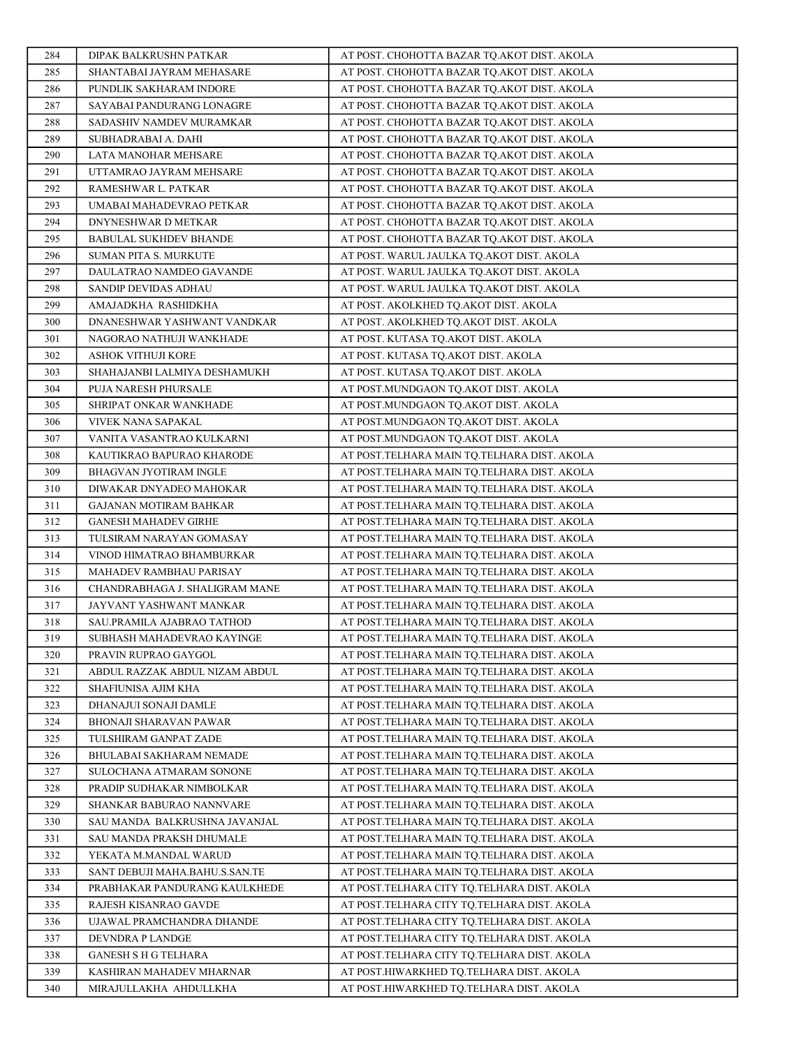| 284 | DIPAK BALKRUSHN PATKAR | AT POST. CHOHOTTA BAZAR TQ.AKOT DIST. AKOLA |
|---|---|---|
| 285 | SHANTABAI JAYRAM MEHASARE | AT POST. CHOHOTTA BAZAR TQ.AKOT DIST. AKOLA |
| 286 | PUNDLIK SAKHARAM INDORE | AT POST. CHOHOTTA BAZAR TQ.AKOT DIST. AKOLA |
| 287 | SAYABAI PANDURANG LONAGRE | AT POST. CHOHOTTA BAZAR TQ.AKOT DIST. AKOLA |
| 288 | SADASHIV NAMDEV MURAMKAR | AT POST. CHOHOTTA BAZAR TQ.AKOT DIST. AKOLA |
| 289 | SUBHADRABAI A. DAHI | AT POST. CHOHOTTA BAZAR TQ.AKOT DIST. AKOLA |
| 290 | LATA MANOHAR MEHSARE | AT POST. CHOHOTTA BAZAR TQ.AKOT DIST. AKOLA |
| 291 | UTTAMRAO JAYRAM MEHSARE | AT POST. CHOHOTTA BAZAR TQ.AKOT DIST. AKOLA |
| 292 | RAMESHWAR L. PATKAR | AT POST. CHOHOTTA BAZAR TQ.AKOT DIST. AKOLA |
| 293 | UMABAI MAHADEVRAO PETKAR | AT POST. CHOHOTTA BAZAR TQ.AKOT DIST. AKOLA |
| 294 | DNYNESHWAR D METKAR | AT POST. CHOHOTTA BAZAR TQ.AKOT DIST. AKOLA |
| 295 | BABULAL SUKHDEV BHANDE | AT POST. CHOHOTTA BAZAR TQ.AKOT DIST. AKOLA |
| 296 | SUMAN PITA S. MURKUTE | AT POST. WARUL JAULKA TQ.AKOT DIST. AKOLA |
| 297 | DAULATRAO NAMDEO GAVANDE | AT POST. WARUL JAULKA TQ.AKOT DIST. AKOLA |
| 298 | SANDIP DEVIDAS ADHAU | AT POST. WARUL JAULKA TQ.AKOT DIST. AKOLA |
| 299 | AMAJADKHA RASHIDKHA | AT POST. AKOLKHED TQ.AKOT DIST. AKOLA |
| 300 | DNANESHWAR YASHWANT VANDKAR | AT POST. AKOLKHED TQ.AKOT DIST. AKOLA |
| 301 | NAGORAO NATHUJI WANKHADE | AT POST. KUTASA TQ.AKOT DIST. AKOLA |
| 302 | ASHOK VITHUJI KORE | AT POST. KUTASA TQ.AKOT DIST. AKOLA |
| 303 | SHAHAJANBI LALMIYA DESHAMUKH | AT POST. KUTASA TQ.AKOT DIST. AKOLA |
| 304 | PUJA NARESH PHURSALE | AT POST.MUNDGAON TQ.AKOT DIST. AKOLA |
| 305 | SHRIPAT ONKAR WANKHADE | AT POST.MUNDGAON TQ.AKOT DIST. AKOLA |
| 306 | VIVEK NANA SAPAKAL | AT POST.MUNDGAON TQ.AKOT DIST. AKOLA |
| 307 | VANITA VASANTRAO KULKARNI | AT POST.MUNDGAON TQ.AKOT DIST. AKOLA |
| 308 | KAUTIKRAO BAPURAO KHARODE | AT POST.TELHARA MAIN TQ.TELHARA DIST. AKOLA |
| 309 | BHAGVAN JYOTIRAM INGLE | AT POST.TELHARA MAIN TQ.TELHARA DIST. AKOLA |
| 310 | DIWAKAR DNYADEO MAHOKAR | AT POST.TELHARA MAIN TQ.TELHARA DIST. AKOLA |
| 311 | GAJANAN MOTIRAM BAHKAR | AT POST.TELHARA MAIN TQ.TELHARA DIST. AKOLA |
| 312 | GANESH MAHADEV GIRHE | AT POST.TELHARA MAIN TQ.TELHARA DIST. AKOLA |
| 313 | TULSIRAM NARAYAN GOMASAY | AT POST.TELHARA MAIN TQ.TELHARA DIST. AKOLA |
| 314 | VINOD HIMATRAO BHAMBURKAR | AT POST.TELHARA MAIN TQ.TELHARA DIST. AKOLA |
| 315 | MAHADEV RAMBHAU PARISAY | AT POST.TELHARA MAIN TQ.TELHARA DIST. AKOLA |
| 316 | CHANDRABHAGA J. SHALIGRAM MANE | AT POST.TELHARA MAIN TQ.TELHARA DIST. AKOLA |
| 317 | JAYVANT YASHWANT MANKAR | AT POST.TELHARA MAIN TQ.TELHARA DIST. AKOLA |
| 318 | SAU.PRAMILA AJABRAO TATHOD | AT POST.TELHARA MAIN TQ.TELHARA DIST. AKOLA |
| 319 | SUBHASH MAHADEVRAO KAYINGE | AT POST.TELHARA MAIN TQ.TELHARA DIST. AKOLA |
| 320 | PRAVIN RUPRAO GAYGOL | AT POST.TELHARA MAIN TQ.TELHARA DIST. AKOLA |
| 321 | ABDUL RAZZAK ABDUL NIZAM ABDUL | AT POST.TELHARA MAIN TQ.TELHARA DIST. AKOLA |
| 322 | SHAFIUNISA AJIM KHA | AT POST.TELHARA MAIN TQ.TELHARA DIST. AKOLA |
| 323 | DHANAJUI SONAJI DAMLE | AT POST.TELHARA MAIN TQ.TELHARA DIST. AKOLA |
| 324 | BHONAJI SHARAVAN PAWAR | AT POST.TELHARA MAIN TQ.TELHARA DIST. AKOLA |
| 325 | TULSHIRAM GANPAT ZADE | AT POST.TELHARA MAIN TQ.TELHARA DIST. AKOLA |
| 326 | BHULABAI SAKHARAM NEMADE | AT POST.TELHARA MAIN TQ.TELHARA DIST. AKOLA |
| 327 | SULOCHANA ATMARAM SONONE | AT POST.TELHARA MAIN TQ.TELHARA DIST. AKOLA |
| 328 | PRADIP SUDHAKAR NIMBOLKAR | AT POST.TELHARA MAIN TQ.TELHARA DIST. AKOLA |
| 329 | SHANKAR BABURAO NANNVARE | AT POST.TELHARA MAIN TQ.TELHARA DIST. AKOLA |
| 330 | SAU MANDA BALKRUSHNA JAVANJAL | AT POST.TELHARA MAIN TQ.TELHARA DIST. AKOLA |
| 331 | SAU MANDA PRAKSH DHUMALE | AT POST.TELHARA MAIN TQ.TELHARA DIST. AKOLA |
| 332 | YEKATA M.MANDAL WARUD | AT POST.TELHARA MAIN TQ.TELHARA DIST. AKOLA |
| 333 | SANT DEBUJI MAHA.BAHU.S.SAN.TE | AT POST.TELHARA MAIN TQ.TELHARA DIST. AKOLA |
| 334 | PRABHAKAR PANDURANG KAULKHEDE | AT POST.TELHARA CITY TQ.TELHARA DIST. AKOLA |
| 335 | RAJESH KISANRAO GAVDE | AT POST.TELHARA CITY TQ.TELHARA DIST. AKOLA |
| 336 | UJAWAL PRAMCHANDRA DHANDE | AT POST.TELHARA CITY TQ.TELHARA DIST. AKOLA |
| 337 | DEVNDRA P LANDGE | AT POST.TELHARA CITY TQ.TELHARA DIST. AKOLA |
| 338 | GANESH S H G TELHARA | AT POST.TELHARA CITY TQ.TELHARA DIST. AKOLA |
| 339 | KASHIRAN MAHADEV MHARNAR | AT POST.HIWARKHED TQ.TELHARA DIST. AKOLA |
| 340 | MIRAJULLAKHA AHDULLKHA | AT POST.HIWARKHED TQ.TELHARA DIST. AKOLA |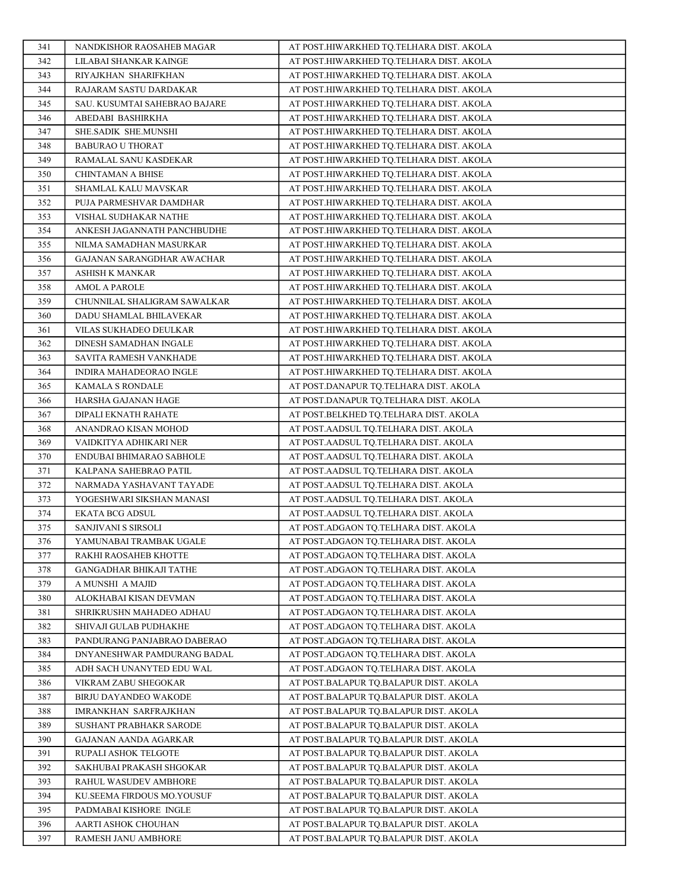| 341 | NANDKISHOR RAOSAHEB MAGAR | AT POST.HIWARKHED TQ.TELHARA DIST. AKOLA |
|---|---|---|
| 342 | LILABAI SHANKAR KAINGE | AT POST.HIWARKHED TQ.TELHARA DIST. AKOLA |
| 343 | RIYAJKHAN SHARIFKHAN | AT POST.HIWARKHED TQ.TELHARA DIST. AKOLA |
| 344 | RAJARAM SASTU DARDAKAR | AT POST.HIWARKHED TQ.TELHARA DIST. AKOLA |
| 345 | SAU. KUSUMTAI SAHEBRAO BAJARE | AT POST.HIWARKHED TQ.TELHARA DIST. AKOLA |
| 346 | ABEDABI BASHIRKHA | AT POST.HIWARKHED TQ.TELHARA DIST. AKOLA |
| 347 | SHE.SADIK SHE.MUNSHI | AT POST.HIWARKHED TQ.TELHARA DIST. AKOLA |
| 348 | BABURAO U THORAT | AT POST.HIWARKHED TQ.TELHARA DIST. AKOLA |
| 349 | RAMALAL SANU KASDEKAR | AT POST.HIWARKHED TQ.TELHARA DIST. AKOLA |
| 350 | CHINTAMAN A BHISE | AT POST.HIWARKHED TQ.TELHARA DIST. AKOLA |
| 351 | SHAMLAL KALU MAVSKAR | AT POST.HIWARKHED TQ.TELHARA DIST. AKOLA |
| 352 | PUJA PARMESHVAR DAMDHAR | AT POST.HIWARKHED TQ.TELHARA DIST. AKOLA |
| 353 | VISHAL SUDHAKAR NATHE | AT POST.HIWARKHED TQ.TELHARA DIST. AKOLA |
| 354 | ANKESH JAGANNATH PANCHBUDHE | AT POST.HIWARKHED TQ.TELHARA DIST. AKOLA |
| 355 | NILMA SAMADHAN MASURKAR | AT POST.HIWARKHED TQ.TELHARA DIST. AKOLA |
| 356 | GAJANAN SARANGDHAR AWACHAR | AT POST.HIWARKHED TQ.TELHARA DIST. AKOLA |
| 357 | ASHISH K MANKAR | AT POST.HIWARKHED TQ.TELHARA DIST. AKOLA |
| 358 | AMOL A PAROLE | AT POST.HIWARKHED TQ.TELHARA DIST. AKOLA |
| 359 | CHUNNILAL SHALIGRAM SAWALKAR | AT POST.HIWARKHED TQ.TELHARA DIST. AKOLA |
| 360 | DADU SHAMLAL BHILAVEKAR | AT POST.HIWARKHED TQ.TELHARA DIST. AKOLA |
| 361 | VILAS SUKHADEO DEULKAR | AT POST.HIWARKHED TQ.TELHARA DIST. AKOLA |
| 362 | DINESH SAMADHAN INGALE | AT POST.HIWARKHED TQ.TELHARA DIST. AKOLA |
| 363 | SAVITA RAMESH VANKHADE | AT POST.HIWARKHED TQ.TELHARA DIST. AKOLA |
| 364 | INDIRA MAHADEORAO INGLE | AT POST.HIWARKHED TQ.TELHARA DIST. AKOLA |
| 365 | KAMALA S RONDALE | AT POST.DANAPUR TQ.TELHARA DIST. AKOLA |
| 366 | HARSHA GAJANAN HAGE | AT POST.DANAPUR TQ.TELHARA DIST. AKOLA |
| 367 | DIPALI EKNATH RAHATE | AT POST.BELKHED TQ.TELHARA DIST. AKOLA |
| 368 | ANANDRAO KISAN MOHOD | AT POST.AADSUL TQ.TELHARA DIST. AKOLA |
| 369 | VAIDKITYA ADHIKARI NER | AT POST.AADSUL TQ.TELHARA DIST. AKOLA |
| 370 | ENDUBAI BHIMARAO SABHOLE | AT POST.AADSUL TQ.TELHARA DIST. AKOLA |
| 371 | KALPANA SAHEBRAO PATIL | AT POST.AADSUL TQ.TELHARA DIST. AKOLA |
| 372 | NARMADA YASHAVANT TAYADE | AT POST.AADSUL TQ.TELHARA DIST. AKOLA |
| 373 | YOGESHWARI SIKSHAN MANASI | AT POST.AADSUL TQ.TELHARA DIST. AKOLA |
| 374 | EKATA BCG ADSUL | AT POST.AADSUL TQ.TELHARA DIST. AKOLA |
| 375 | SANJIVANI S SIRSOLI | AT POST.ADGAON TQ.TELHARA DIST. AKOLA |
| 376 | YAMUNABAI TRAMBAK UGALE | AT POST.ADGAON TQ.TELHARA DIST. AKOLA |
| 377 | RAKHI RAOSAHEB KHOTTE | AT POST.ADGAON TQ.TELHARA DIST. AKOLA |
| 378 | GANGADHAR BHIKAJI TATHE | AT POST.ADGAON TQ.TELHARA DIST. AKOLA |
| 379 | A MUNSHI A MAJID | AT POST.ADGAON TQ.TELHARA DIST. AKOLA |
| 380 | ALOKHABAI KISAN DEVMAN | AT POST.ADGAON TQ.TELHARA DIST. AKOLA |
| 381 | SHRIKRUSHN MAHADEO ADHAU | AT POST.ADGAON TQ.TELHARA DIST. AKOLA |
| 382 | SHIVAJI GULAB PUDHAKHE | AT POST.ADGAON TQ.TELHARA DIST. AKOLA |
| 383 | PANDURANG PANJABRAO DABERAO | AT POST.ADGAON TQ.TELHARA DIST. AKOLA |
| 384 | DNYANESHWAR PAMDURANG BADAL | AT POST.ADGAON TQ.TELHARA DIST. AKOLA |
| 385 | ADH SACH UNANYTED EDU WAL | AT POST.ADGAON TQ.TELHARA DIST. AKOLA |
| 386 | VIKRAM ZABU SHEGOKAR | AT POST.BALAPUR TQ.BALAPUR DIST. AKOLA |
| 387 | BIRJU DAYANDEO WAKODE | AT POST.BALAPUR TQ.BALAPUR DIST. AKOLA |
| 388 | IMRANKHAN SARFRAJKHAN | AT POST.BALAPUR TQ.BALAPUR DIST. AKOLA |
| 389 | SUSHANT PRABHAKR SARODE | AT POST.BALAPUR TQ.BALAPUR DIST. AKOLA |
| 390 | GAJANAN AANDA AGARKAR | AT POST.BALAPUR TQ.BALAPUR DIST. AKOLA |
| 391 | RUPALI ASHOK TELGOTE | AT POST.BALAPUR TQ.BALAPUR DIST. AKOLA |
| 392 | SAKHUBAI PRAKASH SHGOKAR | AT POST.BALAPUR TQ.BALAPUR DIST. AKOLA |
| 393 | RAHUL WASUDEV AMBHORE | AT POST.BALAPUR TQ.BALAPUR DIST. AKOLA |
| 394 | KU.SEEMA FIRDOUS MO.YOUSUF | AT POST.BALAPUR TQ.BALAPUR DIST. AKOLA |
| 395 | PADMABAI KISHORE INGLE | AT POST.BALAPUR TQ.BALAPUR DIST. AKOLA |
| 396 | AARTI ASHOK CHOUHAN | AT POST.BALAPUR TQ.BALAPUR DIST. AKOLA |
| 397 | RAMESH JANU AMBHORE | AT POST.BALAPUR TQ.BALAPUR DIST. AKOLA |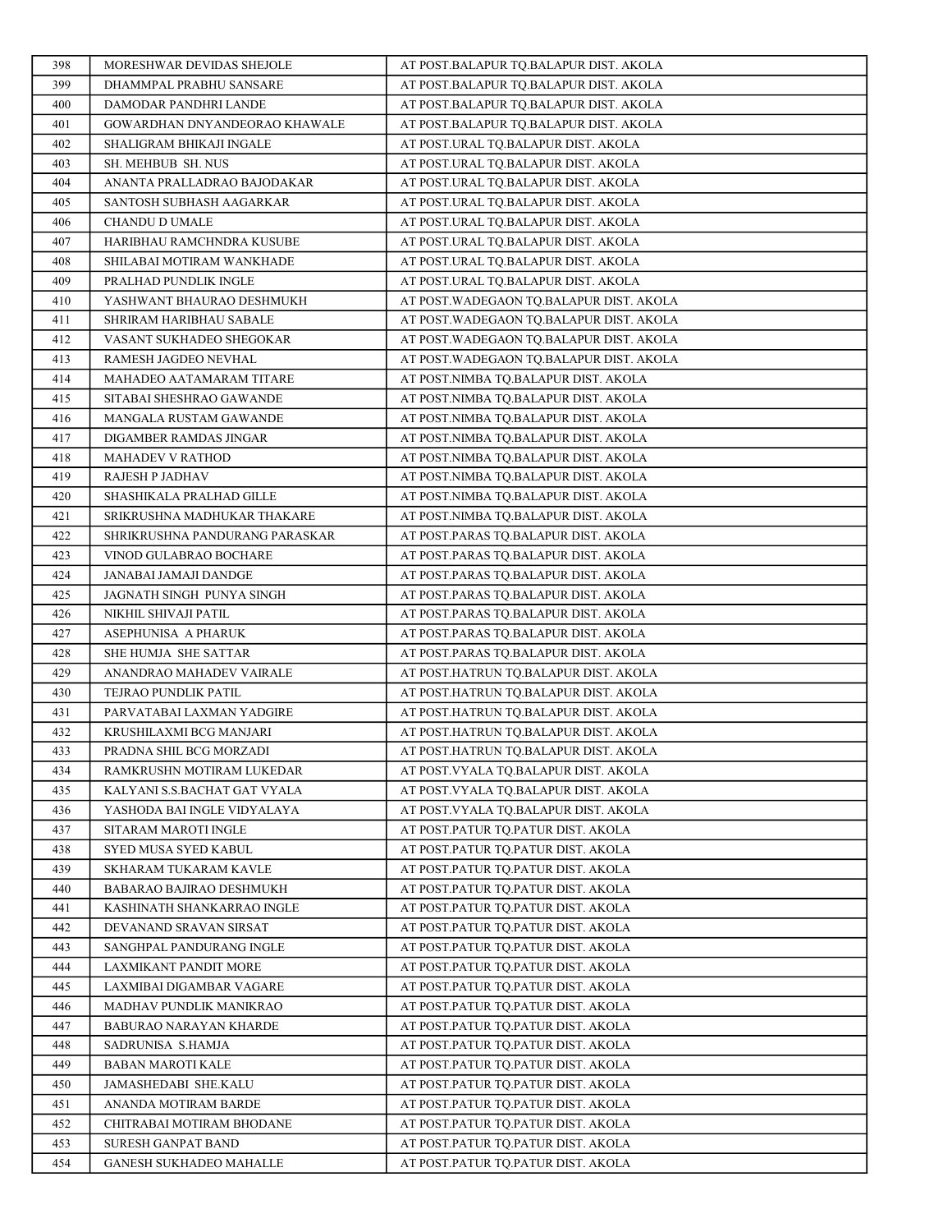| 398 | MORESHWAR DEVIDAS SHEJOLE | AT POST.BALAPUR TQ.BALAPUR DIST. AKOLA |
|---|---|---|
| 399 | DHAMMPAL PRABHU SANSARE | AT POST.BALAPUR TQ.BALAPUR DIST. AKOLA |
| 400 | DAMODAR PANDHRI LANDE | AT POST.BALAPUR TQ.BALAPUR DIST. AKOLA |
| 401 | GOWARDHAN DNYANDEORAO KHAWALE | AT POST.BALAPUR TQ.BALAPUR DIST. AKOLA |
| 402 | SHALIGRAM BHIKAJI INGALE | AT POST.URAL TQ.BALAPUR DIST. AKOLA |
| 403 | SH. MEHBUB SH. NUS | AT POST.URAL TQ.BALAPUR DIST. AKOLA |
| 404 | ANANTA PRALLADRAO BAJODAKAR | AT POST.URAL TQ.BALAPUR DIST. AKOLA |
| 405 | SANTOSH SUBHASH AAGARKAR | AT POST.URAL TQ.BALAPUR DIST. AKOLA |
| 406 | CHANDU D UMALE | AT POST.URAL TQ.BALAPUR DIST. AKOLA |
| 407 | HARIBHAU RAMCHNDRA KUSUBE | AT POST.URAL TQ.BALAPUR DIST. AKOLA |
| 408 | SHILABAI MOTIRAM WANKHADE | AT POST.URAL TQ.BALAPUR DIST. AKOLA |
| 409 | PRALHAD PUNDLIK INGLE | AT POST.URAL TQ.BALAPUR DIST. AKOLA |
| 410 | YASHWANT BHAURAO DESHMUKH | AT POST.WADEGAON TQ.BALAPUR DIST. AKOLA |
| 411 | SHRIRAM HARIBHAU SABALE | AT POST.WADEGAON TQ.BALAPUR DIST. AKOLA |
| 412 | VASANT SUKHADEO SHEGOKAR | AT POST.WADEGAON TQ.BALAPUR DIST. AKOLA |
| 413 | RAMESH JAGDEO NEVHAL | AT POST.WADEGAON TQ.BALAPUR DIST. AKOLA |
| 414 | MAHADEO AATAMARAM TITARE | AT POST.NIMBA TQ.BALAPUR DIST. AKOLA |
| 415 | SITABAI SHESHRAO GAWANDE | AT POST.NIMBA TQ.BALAPUR DIST. AKOLA |
| 416 | MANGALA RUSTAM GAWANDE | AT POST.NIMBA TQ.BALAPUR DIST. AKOLA |
| 417 | DIGAMBER RAMDAS JINGAR | AT POST.NIMBA TQ.BALAPUR DIST. AKOLA |
| 418 | MAHADEV V RATHOD | AT POST.NIMBA TQ.BALAPUR DIST. AKOLA |
| 419 | RAJESH P JADHAV | AT POST.NIMBA TQ.BALAPUR DIST. AKOLA |
| 420 | SHASHIKALA PRALHAD GILLE | AT POST.NIMBA TQ.BALAPUR DIST. AKOLA |
| 421 | SRIKRUSHNA MADHUKAR THAKARE | AT POST.NIMBA TQ.BALAPUR DIST. AKOLA |
| 422 | SHRIKRUSHNA PANDURANG PARASKAR | AT POST.PARAS TQ.BALAPUR DIST. AKOLA |
| 423 | VINOD GULABRAO BOCHARE | AT POST.PARAS TQ.BALAPUR DIST. AKOLA |
| 424 | JANABAI JAMAJI DANDGE | AT POST.PARAS TQ.BALAPUR DIST. AKOLA |
| 425 | JAGNATH SINGH PUNYA SINGH | AT POST.PARAS TQ.BALAPUR DIST. AKOLA |
| 426 | NIKHIL SHIVAJI PATIL | AT POST.PARAS TQ.BALAPUR DIST. AKOLA |
| 427 | ASEPHUNISA A PHARUK | AT POST.PARAS TQ.BALAPUR DIST. AKOLA |
| 428 | SHE HUMJA SHE SATTAR | AT POST.PARAS TQ.BALAPUR DIST. AKOLA |
| 429 | ANANDRAO MAHADEV VAIRALE | AT POST.HATRUN TQ.BALAPUR DIST. AKOLA |
| 430 | TEJRAO PUNDLIK PATIL | AT POST.HATRUN TQ.BALAPUR DIST. AKOLA |
| 431 | PARVATABAI LAXMAN YADGIRE | AT POST.HATRUN TQ.BALAPUR DIST. AKOLA |
| 432 | KRUSHILAXMI BCG MANJARI | AT POST.HATRUN TQ.BALAPUR DIST. AKOLA |
| 433 | PRADNA SHIL BCG MORZADI | AT POST.HATRUN TQ.BALAPUR DIST. AKOLA |
| 434 | RAMKRUSHN MOTIRAM LUKEDAR | AT POST.VYALA TQ.BALAPUR DIST. AKOLA |
| 435 | KALYANI S.S.BACHAT GAT VYALA | AT POST.VYALA TQ.BALAPUR DIST. AKOLA |
| 436 | YASHODA BAI INGLE VIDYALAYA | AT POST.VYALA TQ.BALAPUR DIST. AKOLA |
| 437 | SITARAM MAROTI INGLE | AT POST.PATUR TQ.PATUR DIST. AKOLA |
| 438 | SYED MUSA SYED KABUL | AT POST.PATUR TQ.PATUR DIST. AKOLA |
| 439 | SKHARAM TUKARAM KAVLE | AT POST.PATUR TQ.PATUR DIST. AKOLA |
| 440 | BABARAO BAJIRAO DESHMUKH | AT POST.PATUR TQ.PATUR DIST. AKOLA |
| 441 | KASHINATH SHANKARRAO INGLE | AT POST.PATUR TQ.PATUR DIST. AKOLA |
| 442 | DEVANAND SRAVAN SIRSAT | AT POST.PATUR TQ.PATUR DIST. AKOLA |
| 443 | SANGHPAL PANDURANG INGLE | AT POST.PATUR TQ.PATUR DIST. AKOLA |
| 444 | LAXMIKANT PANDIT MORE | AT POST.PATUR TQ.PATUR DIST. AKOLA |
| 445 | LAXMIBAI DIGAMBAR VAGARE | AT POST.PATUR TQ.PATUR DIST. AKOLA |
| 446 | MADHAV PUNDLIK MANIKRAO | AT POST.PATUR TQ.PATUR DIST. AKOLA |
| 447 | BABURAO NARAYAN KHARDE | AT POST.PATUR TQ.PATUR DIST. AKOLA |
| 448 | SADRUNISA S.HAMJA | AT POST.PATUR TQ.PATUR DIST. AKOLA |
| 449 | BABAN MAROTI KALE | AT POST.PATUR TQ.PATUR DIST. AKOLA |
| 450 | JAMASHEDABI SHE.KALU | AT POST.PATUR TQ.PATUR DIST. AKOLA |
| 451 | ANANDA MOTIRAM BARDE | AT POST.PATUR TQ.PATUR DIST. AKOLA |
| 452 | CHITRABAI MOTIRAM BHODANE | AT POST.PATUR TQ.PATUR DIST. AKOLA |
| 453 | SURESH GANPAT BAND | AT POST.PATUR TQ.PATUR DIST. AKOLA |
| 454 | GANESH SUKHADEO MAHALLE | AT POST.PATUR TQ.PATUR DIST. AKOLA |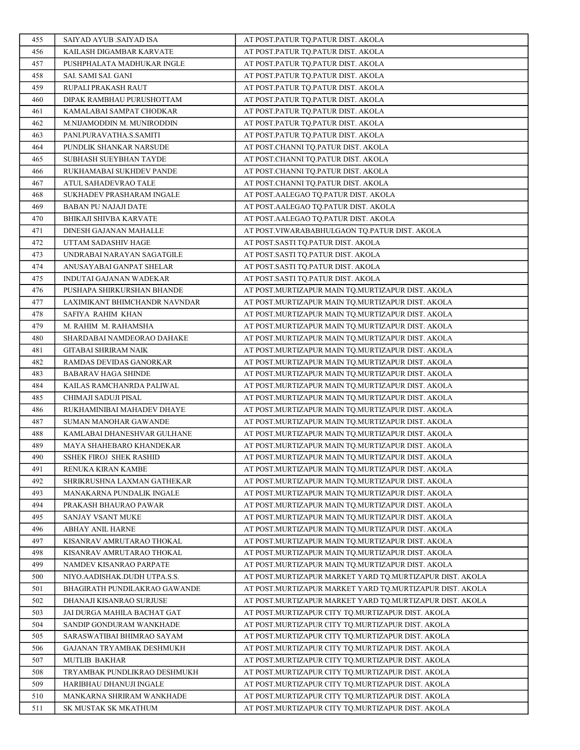| 455 | SAIYAD AYUB .SAIYAD ISA | AT POST.PATUR TQ.PATUR DIST. AKOLA |
|---|---|---|
| 456 | KAILASH DIGAMBAR KARVATE | AT POST.PATUR TQ.PATUR DIST. AKOLA |
| 457 | PUSHPHALATA MADHUKAR INGLE | AT POST.PATUR TQ.PATUR DIST. AKOLA |
| 458 | SAI. SAMI SAI. GANI | AT POST.PATUR TQ.PATUR DIST. AKOLA |
| 459 | RUPALI PRAKASH RAUT | AT POST.PATUR TQ.PATUR DIST. AKOLA |
| 460 | DIPAK RAMBHAU PURUSHOTTAM | AT POST.PATUR TQ.PATUR DIST. AKOLA |
| 461 | KAMALABAI SAMPAT CHODKAR | AT POST.PATUR TQ.PATUR DIST. AKOLA |
| 462 | M.NIJAMODDIN M. MUNIRODDIN | AT POST.PATUR TQ.PATUR DIST. AKOLA |
| 463 | PANI.PURAVATHA.S.SAMITI | AT POST.PATUR TQ.PATUR DIST. AKOLA |
| 464 | PUNDLIK SHANKAR NARSUDE | AT POST.CHANNI TQ.PATUR DIST. AKOLA |
| 465 | SUBHASH SUEYBHAN TAYDE | AT POST.CHANNI TQ.PATUR DIST. AKOLA |
| 466 | RUKHAMABAI SUKHDEV PANDE | AT POST.CHANNI TQ.PATUR DIST. AKOLA |
| 467 | ATUL SAHADEVRAO TALE | AT POST.CHANNI TQ.PATUR DIST. AKOLA |
| 468 | SUKHADEV PRASHARAM INGALE | AT POST.AALEGAO TQ.PATUR DIST. AKOLA |
| 469 | BABAN PU NAJAJI DATE | AT POST.AALEGAO TQ.PATUR DIST. AKOLA |
| 470 | BHIKAJI SHIVBA KARVATE | AT POST.AALEGAO TQ.PATUR DIST. AKOLA |
| 471 | DINESH GAJANAN MAHALLE | AT POST.VIWARABABHULGAON TQ.PATUR DIST. AKOLA |
| 472 | UTTAM SADASHIV HAGE | AT POST.SASTI TQ.PATUR DIST. AKOLA |
| 473 | UNDRABAI NARAYAN SAGATGILE | AT POST.SASTI TQ.PATUR DIST. AKOLA |
| 474 | ANUSAYABAI GANPAT SHELAR | AT POST.SASTI TQ.PATUR DIST. AKOLA |
| 475 | INDUTAI GAJANAN WADEKAR | AT POST.SASTI TQ.PATUR DIST. AKOLA |
| 476 | PUSHAPA SHIRKURSHAN BHANDE | AT POST.MURTIZAPUR MAIN TQ.MURTIZAPUR DIST. AKOLA |
| 477 | LAXIMIKANT BHIMCHANDR NAVNDAR | AT POST.MURTIZAPUR MAIN TQ.MURTIZAPUR DIST. AKOLA |
| 478 | SAFIYA RAHIM KHAN | AT POST.MURTIZAPUR MAIN TQ.MURTIZAPUR DIST. AKOLA |
| 479 | M. RAHIM M. RAHAMSHA | AT POST.MURTIZAPUR MAIN TQ.MURTIZAPUR DIST. AKOLA |
| 480 | SHARDABAI NAMDEORAO DAHAKE | AT POST.MURTIZAPUR MAIN TQ.MURTIZAPUR DIST. AKOLA |
| 481 | GITABAI SHRIRAM NAIK | AT POST.MURTIZAPUR MAIN TQ.MURTIZAPUR DIST. AKOLA |
| 482 | RAMDAS DEVIDAS GANORKAR | AT POST.MURTIZAPUR MAIN TQ.MURTIZAPUR DIST. AKOLA |
| 483 | BABARAV HAGA SHINDE | AT POST.MURTIZAPUR MAIN TQ.MURTIZAPUR DIST. AKOLA |
| 484 | KAILAS RAMCHANRDA PALIWAL | AT POST.MURTIZAPUR MAIN TQ.MURTIZAPUR DIST. AKOLA |
| 485 | CHIMAJI SADUJI PISAL | AT POST.MURTIZAPUR MAIN TQ.MURTIZAPUR DIST. AKOLA |
| 486 | RUKHAMINIBAI MAHADEV DHAYE | AT POST.MURTIZAPUR MAIN TQ.MURTIZAPUR DIST. AKOLA |
| 487 | SUMAN MANOHAR GAWANDE | AT POST.MURTIZAPUR MAIN TQ.MURTIZAPUR DIST. AKOLA |
| 488 | KAMLABAI DHANESHVAR GULHANE | AT POST.MURTIZAPUR MAIN TQ.MURTIZAPUR DIST. AKOLA |
| 489 | MAYA SHAHEBARO KHANDEKAR | AT POST.MURTIZAPUR MAIN TQ.MURTIZAPUR DIST. AKOLA |
| 490 | SSHEK FIROJ SHEK RASHID | AT POST.MURTIZAPUR MAIN TQ.MURTIZAPUR DIST. AKOLA |
| 491 | RENUKA KIRAN KAMBE | AT POST.MURTIZAPUR MAIN TQ.MURTIZAPUR DIST. AKOLA |
| 492 | SHRIKRUSHNA LAXMAN GATHEKAR | AT POST.MURTIZAPUR MAIN TQ.MURTIZAPUR DIST. AKOLA |
| 493 | MANAKARNA PUNDALIK INGALE | AT POST.MURTIZAPUR MAIN TQ.MURTIZAPUR DIST. AKOLA |
| 494 | PRAKASH BHAURAO PAWAR | AT POST.MURTIZAPUR MAIN TQ.MURTIZAPUR DIST. AKOLA |
| 495 | SANJAY VSANT MUKE | AT POST.MURTIZAPUR MAIN TQ.MURTIZAPUR DIST. AKOLA |
| 496 | ABHAY ANIL HARNE | AT POST.MURTIZAPUR MAIN TQ.MURTIZAPUR DIST. AKOLA |
| 497 | KISANRAV AMRUTARAO THOKAL | AT POST.MURTIZAPUR MAIN TQ.MURTIZAPUR DIST. AKOLA |
| 498 | KISANRAV AMRUTARAO THOKAL | AT POST.MURTIZAPUR MAIN TQ.MURTIZAPUR DIST. AKOLA |
| 499 | NAMDEV KISANRAO PARPATE | AT POST.MURTIZAPUR MAIN TQ.MURTIZAPUR DIST. AKOLA |
| 500 | NIYO.AADISHAK.DUDH UTPA.S.S. | AT POST.MURTIZAPUR MARKET YARD TQ.MURTIZAPUR DIST. AKOLA |
| 501 | BHAGIRATH PUNDILAKRAO GAWANDE | AT POST.MURTIZAPUR MARKET YARD TQ.MURTIZAPUR DIST. AKOLA |
| 502 | DHANAJI KISANRAO SURJUSE | AT POST.MURTIZAPUR MARKET YARD TQ.MURTIZAPUR DIST. AKOLA |
| 503 | JAI DURGA MAHILA BACHAT GAT | AT POST.MURTIZAPUR CITY TQ.MURTIZAPUR DIST. AKOLA |
| 504 | SANDIP GONDURAM WANKHADE | AT POST.MURTIZAPUR CITY TQ.MURTIZAPUR DIST. AKOLA |
| 505 | SARASWATIBAI BHIMRAO SAYAM | AT POST.MURTIZAPUR CITY TQ.MURTIZAPUR DIST. AKOLA |
| 506 | GAJANAN TRYAMBAK DESHMUKH | AT POST.MURTIZAPUR CITY TQ.MURTIZAPUR DIST. AKOLA |
| 507 | MUTLIB BAKHAR | AT POST.MURTIZAPUR CITY TQ.MURTIZAPUR DIST. AKOLA |
| 508 | TRYAMBAK PUNDLIKRAO DESHMUKH | AT POST.MURTIZAPUR CITY TQ.MURTIZAPUR DIST. AKOLA |
| 509 | HARIBHAU DHANUJI INGALE | AT POST.MURTIZAPUR CITY TQ.MURTIZAPUR DIST. AKOLA |
| 510 | MANKARNA SHRIRAM WANKHADE | AT POST.MURTIZAPUR CITY TQ.MURTIZAPUR DIST. AKOLA |
| 511 | SK MUSTAK SK MKATHUM | AT POST.MURTIZAPUR CITY TQ.MURTIZAPUR DIST. AKOLA |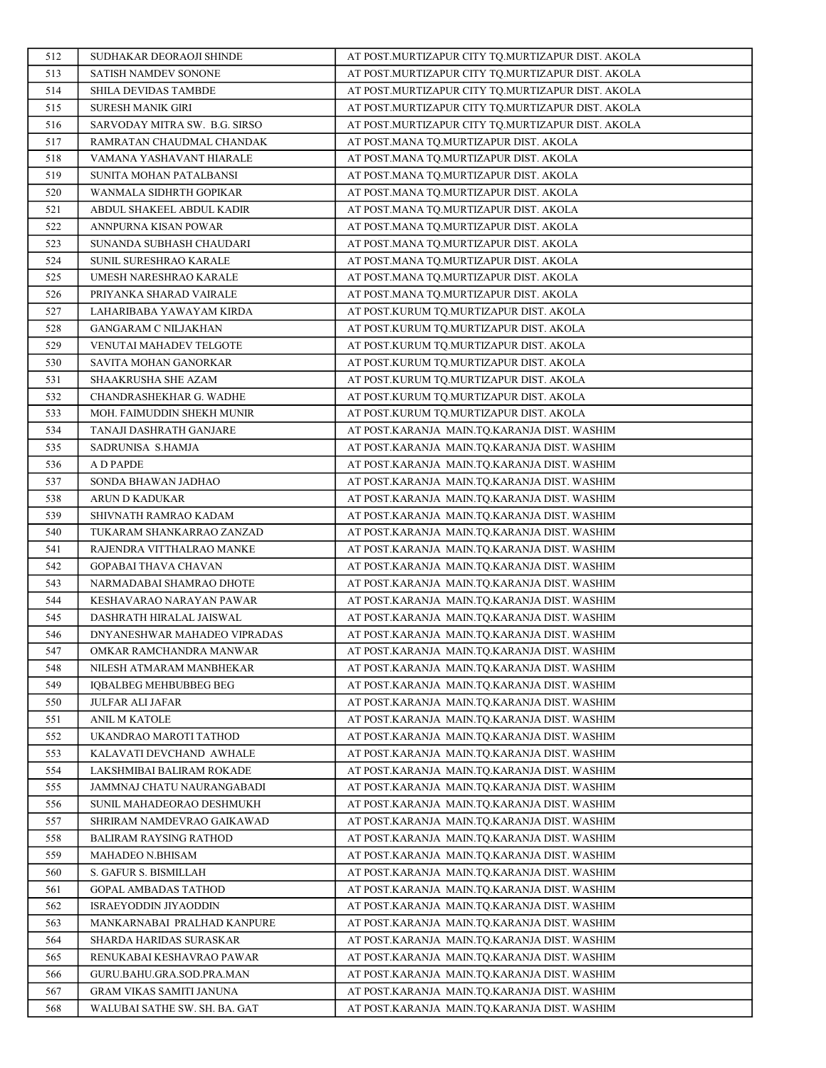| 512 | SUDHAKAR DEORAOJI SHINDE | AT POST.MURTIZAPUR CITY TQ.MURTIZAPUR DIST. AKOLA |
|---|---|---|
| 513 | SATISH NAMDEV SONONE | AT POST.MURTIZAPUR CITY TQ.MURTIZAPUR DIST. AKOLA |
| 514 | SHILA DEVIDAS TAMBDE | AT POST.MURTIZAPUR CITY TQ.MURTIZAPUR DIST. AKOLA |
| 515 | SURESH MANIK GIRI | AT POST.MURTIZAPUR CITY TQ.MURTIZAPUR DIST. AKOLA |
| 516 | SARVODAY MITRA SW. B.G. SIRSO | AT POST.MURTIZAPUR CITY TQ.MURTIZAPUR DIST. AKOLA |
| 517 | RAMRATAN CHAUDMAL CHANDAK | AT POST.MANA TQ.MURTIZAPUR DIST. AKOLA |
| 518 | VAMANA YASHAVANT HIARALE | AT POST.MANA TQ.MURTIZAPUR DIST. AKOLA |
| 519 | SUNITA MOHAN PATALBANSI | AT POST.MANA TQ.MURTIZAPUR DIST. AKOLA |
| 520 | WANMALA SIDHRTH GOPIKAR | AT POST.MANA TQ.MURTIZAPUR DIST. AKOLA |
| 521 | ABDUL SHAKEEL ABDUL KADIR | AT POST.MANA TQ.MURTIZAPUR DIST. AKOLA |
| 522 | ANNPURNA KISAN POWAR | AT POST.MANA TQ.MURTIZAPUR DIST. AKOLA |
| 523 | SUNANDA SUBHASH CHAUDARI | AT POST.MANA TQ.MURTIZAPUR DIST. AKOLA |
| 524 | SUNIL SURESHRAO KARALE | AT POST.MANA TQ.MURTIZAPUR DIST. AKOLA |
| 525 | UMESH NARESHRAO KARALE | AT POST.MANA TQ.MURTIZAPUR DIST. AKOLA |
| 526 | PRIYANKA SHARAD VAIRALE | AT POST.MANA TQ.MURTIZAPUR DIST. AKOLA |
| 527 | LAHARIBABA YAWAYAM KIRDA | AT POST.KURUM TQ.MURTIZAPUR DIST. AKOLA |
| 528 | GANGARAM C NILJAKHAN | AT POST.KURUM TQ.MURTIZAPUR DIST. AKOLA |
| 529 | VENUTAI MAHADEV TELGOTE | AT POST.KURUM TQ.MURTIZAPUR DIST. AKOLA |
| 530 | SAVITA MOHAN GANORKAR | AT POST.KURUM TQ.MURTIZAPUR DIST. AKOLA |
| 531 | SHAAKRUSHA SHE AZAM | AT POST.KURUM TQ.MURTIZAPUR DIST. AKOLA |
| 532 | CHANDRASHEKHAR G. WADHE | AT POST.KURUM TQ.MURTIZAPUR DIST. AKOLA |
| 533 | MOH. FAIMUDDIN SHEKH MUNIR | AT POST.KURUM TQ.MURTIZAPUR DIST. AKOLA |
| 534 | TANAJI DASHRATH GANJARE | AT POST.KARANJA MAIN.TQ.KARANJA DIST. WASHIM |
| 535 | SADRUNISA S.HAMJA | AT POST.KARANJA MAIN.TQ.KARANJA DIST. WASHIM |
| 536 | A D PAPDE | AT POST.KARANJA MAIN.TQ.KARANJA DIST. WASHIM |
| 537 | SONDA BHAWAN JADHAO | AT POST.KARANJA MAIN.TQ.KARANJA DIST. WASHIM |
| 538 | ARUN D KADUKAR | AT POST.KARANJA MAIN.TQ.KARANJA DIST. WASHIM |
| 539 | SHIVNATH RAMRAO KADAM | AT POST.KARANJA MAIN.TQ.KARANJA DIST. WASHIM |
| 540 | TUKARAM SHANKARRAO ZANZAD | AT POST.KARANJA MAIN.TQ.KARANJA DIST. WASHIM |
| 541 | RAJENDRA VITTHALRAO MANKE | AT POST.KARANJA MAIN.TQ.KARANJA DIST. WASHIM |
| 542 | GOPABAI THAVA CHAVAN | AT POST.KARANJA MAIN.TQ.KARANJA DIST. WASHIM |
| 543 | NARMADABAI SHAMRAO DHOTE | AT POST.KARANJA MAIN.TQ.KARANJA DIST. WASHIM |
| 544 | KESHAVARAO NARAYAN PAWAR | AT POST.KARANJA MAIN.TQ.KARANJA DIST. WASHIM |
| 545 | DASHRATH HIRALAL JAISWAL | AT POST.KARANJA MAIN.TQ.KARANJA DIST. WASHIM |
| 546 | DNYANESHWAR MAHADEO VIPRADAS | AT POST.KARANJA MAIN.TQ.KARANJA DIST. WASHIM |
| 547 | OMKAR RAMCHANDRA MANWAR | AT POST.KARANJA MAIN.TQ.KARANJA DIST. WASHIM |
| 548 | NILESH ATMARAM MANBHEKAR | AT POST.KARANJA MAIN.TQ.KARANJA DIST. WASHIM |
| 549 | IQBALBEG MEHBUBBEG BEG | AT POST.KARANJA MAIN.TQ.KARANJA DIST. WASHIM |
| 550 | JULFAR ALI JAFAR | AT POST.KARANJA MAIN.TQ.KARANJA DIST. WASHIM |
| 551 | ANIL M KATOLE | AT POST.KARANJA MAIN.TQ.KARANJA DIST. WASHIM |
| 552 | UKANDRAO MAROTI TATHOD | AT POST.KARANJA MAIN.TQ.KARANJA DIST. WASHIM |
| 553 | KALAVATI DEVCHAND AWHALE | AT POST.KARANJA MAIN.TQ.KARANJA DIST. WASHIM |
| 554 | LAKSHMIBAI BALIRAM ROKADE | AT POST.KARANJA MAIN.TQ.KARANJA DIST. WASHIM |
| 555 | JAMMNAJ CHATU NAURANGABADI | AT POST.KARANJA MAIN.TQ.KARANJA DIST. WASHIM |
| 556 | SUNIL MAHADEORAO DESHMUKH | AT POST.KARANJA MAIN.TQ.KARANJA DIST. WASHIM |
| 557 | SHRIRAM NAMDEVRAO GAIKAWAD | AT POST.KARANJA MAIN.TQ.KARANJA DIST. WASHIM |
| 558 | BALIRAM RAYSING RATHOD | AT POST.KARANJA MAIN.TQ.KARANJA DIST. WASHIM |
| 559 | MAHADEO N.BHISAM | AT POST.KARANJA MAIN.TQ.KARANJA DIST. WASHIM |
| 560 | S. GAFUR S. BISMILLAH | AT POST.KARANJA MAIN.TQ.KARANJA DIST. WASHIM |
| 561 | GOPAL AMBADAS TATHOD | AT POST.KARANJA MAIN.TQ.KARANJA DIST. WASHIM |
| 562 | ISRAEYODDIN JIYAODDIN | AT POST.KARANJA MAIN.TQ.KARANJA DIST. WASHIM |
| 563 | MANKARNABAI PRALHAD KANPURE | AT POST.KARANJA MAIN.TQ.KARANJA DIST. WASHIM |
| 564 | SHARDA HARIDAS SURASKAR | AT POST.KARANJA MAIN.TQ.KARANJA DIST. WASHIM |
| 565 | RENUKABAI KESHAVRAO PAWAR | AT POST.KARANJA MAIN.TQ.KARANJA DIST. WASHIM |
| 566 | GURU.BAHU.GRA.SOD.PRA.MAN | AT POST.KARANJA MAIN.TQ.KARANJA DIST. WASHIM |
| 567 | GRAM VIKAS SAMITI JANUNA | AT POST.KARANJA MAIN.TQ.KARANJA DIST. WASHIM |
| 568 | WALUBAI SATHE SW. SH. BA. GAT | AT POST.KARANJA MAIN.TQ.KARANJA DIST. WASHIM |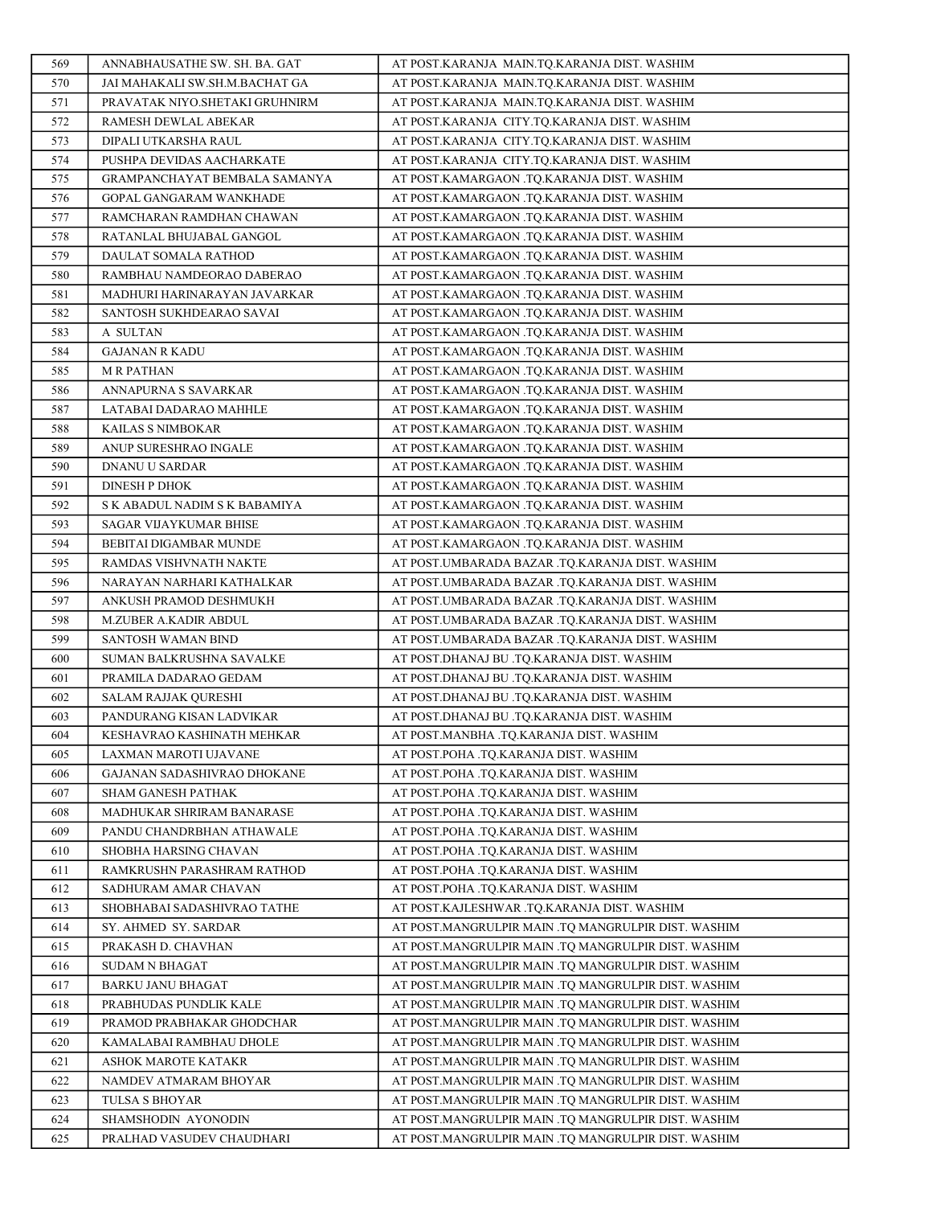| 569 | ANNABHAUSATHE SW. SH. BA. GAT | AT POST.KARANJA MAIN.TQ.KARANJA DIST. WASHIM |
|---|---|---|
| 570 | JAI MAHAKALI SW.SH.M.BACHAT GA | AT POST.KARANJA MAIN.TQ.KARANJA DIST. WASHIM |
| 571 | PRAVATAK NIYO.SHETAKI GRUHNIRM | AT POST.KARANJA MAIN.TQ.KARANJA DIST. WASHIM |
| 572 | RAMESH DEWLAL ABEKAR | AT POST.KARANJA CITY.TQ.KARANJA DIST. WASHIM |
| 573 | DIPALI UTKARSHA RAUL | AT POST.KARANJA CITY.TQ.KARANJA DIST. WASHIM |
| 574 | PUSHPA DEVIDAS AACHARKATE | AT POST.KARANJA CITY.TQ.KARANJA DIST. WASHIM |
| 575 | GRAMPANCHAYAT BEMBALA SAMANYA | AT POST.KAMARGAON .TQ.KARANJA DIST. WASHIM |
| 576 | GOPAL GANGARAM WANKHADE | AT POST.KAMARGAON .TQ.KARANJA DIST. WASHIM |
| 577 | RAMCHARAN RAMDHAN CHAWAN | AT POST.KAMARGAON .TQ.KARANJA DIST. WASHIM |
| 578 | RATANLAL BHUJABAL GANGOL | AT POST.KAMARGAON .TQ.KARANJA DIST. WASHIM |
| 579 | DAULAT SOMALA RATHOD | AT POST.KAMARGAON .TQ.KARANJA DIST. WASHIM |
| 580 | RAMBHAU NAMDEORAO DABERAO | AT POST.KAMARGAON .TQ.KARANJA DIST. WASHIM |
| 581 | MADHURI HARINARAYAN JAVARKAR | AT POST.KAMARGAON .TQ.KARANJA DIST. WASHIM |
| 582 | SANTOSH SUKHDEARAO SAVAI | AT POST.KAMARGAON .TQ.KARANJA DIST. WASHIM |
| 583 | A SULTAN | AT POST.KAMARGAON .TQ.KARANJA DIST. WASHIM |
| 584 | GAJANAN R KADU | AT POST.KAMARGAON .TQ.KARANJA DIST. WASHIM |
| 585 | M R PATHAN | AT POST.KAMARGAON .TQ.KARANJA DIST. WASHIM |
| 586 | ANNAPURNA S SAVARKAR | AT POST.KAMARGAON .TQ.KARANJA DIST. WASHIM |
| 587 | LATABAI DADARAO MAHHLE | AT POST.KAMARGAON .TQ.KARANJA DIST. WASHIM |
| 588 | KAILAS S NIMBOKAR | AT POST.KAMARGAON .TQ.KARANJA DIST. WASHIM |
| 589 | ANUP SURESHRAO INGALE | AT POST.KAMARGAON .TQ.KARANJA DIST. WASHIM |
| 590 | DNANU U SARDAR | AT POST.KAMARGAON .TQ.KARANJA DIST. WASHIM |
| 591 | DINESH P DHOK | AT POST.KAMARGAON .TQ.KARANJA DIST. WASHIM |
| 592 | S K ABADUL NADIM S K BABAMIYA | AT POST.KAMARGAON .TQ.KARANJA DIST. WASHIM |
| 593 | SAGAR VIJAYKUMAR BHISE | AT POST.KAMARGAON .TQ.KARANJA DIST. WASHIM |
| 594 | BEBITAI DIGAMBAR MUNDE | AT POST.KAMARGAON .TQ.KARANJA DIST. WASHIM |
| 595 | RAMDAS VISHVNATH NAKTE | AT POST.UMBARADA BAZAR .TQ.KARANJA DIST. WASHIM |
| 596 | NARAYAN NARHARI KATHALKAR | AT POST.UMBARADA BAZAR .TQ.KARANJA DIST. WASHIM |
| 597 | ANKUSH PRAMOD DESHMUKH | AT POST.UMBARADA BAZAR .TQ.KARANJA DIST. WASHIM |
| 598 | M.ZUBER A.KADIR ABDUL | AT POST.UMBARADA BAZAR .TQ.KARANJA DIST. WASHIM |
| 599 | SANTOSH WAMAN BIND | AT POST.UMBARADA BAZAR .TQ.KARANJA DIST. WASHIM |
| 600 | SUMAN BALKRUSHNA SAVALKE | AT POST.DHANAJ BU .TQ.KARANJA DIST. WASHIM |
| 601 | PRAMILA DADARAO GEDAM | AT POST.DHANAJ BU .TQ.KARANJA DIST. WASHIM |
| 602 | SALAM RAJJAK QURESHI | AT POST.DHANAJ BU .TQ.KARANJA DIST. WASHIM |
| 603 | PANDURANG KISAN LADVIKAR | AT POST.DHANAJ BU .TQ.KARANJA DIST. WASHIM |
| 604 | KESHAVRAO KASHINATH MEHKAR | AT POST.MANBHA .TQ.KARANJA DIST. WASHIM |
| 605 | LAXMAN MAROTI UJAVANE | AT POST.POHA .TQ.KARANJA DIST. WASHIM |
| 606 | GAJANAN SADASHIVRAO DHOKANE | AT POST.POHA .TQ.KARANJA DIST. WASHIM |
| 607 | SHAM GANESH PATHAK | AT POST.POHA .TQ.KARANJA DIST. WASHIM |
| 608 | MADHUKAR SHRIRAM BANARASE | AT POST.POHA .TQ.KARANJA DIST. WASHIM |
| 609 | PANDU CHANDRBHAN ATHAWALE | AT POST.POHA .TQ.KARANJA DIST. WASHIM |
| 610 | SHOBHA HARSING CHAVAN | AT POST.POHA .TQ.KARANJA DIST. WASHIM |
| 611 | RAMKRUSHN PARASHRAM RATHOD | AT POST.POHA .TQ.KARANJA DIST. WASHIM |
| 612 | SADHURAM AMAR CHAVAN | AT POST.POHA .TQ.KARANJA DIST. WASHIM |
| 613 | SHOBHABAI SADASHIVRAO TATHE | AT POST.KAJLESHWAR .TQ.KARANJA DIST. WASHIM |
| 614 | SY. AHMED SY. SARDAR | AT POST.MANGRULPIR MAIN .TQ MANGRULPIR DIST. WASHIM |
| 615 | PRAKASH D. CHAVHAN | AT POST.MANGRULPIR MAIN .TQ MANGRULPIR DIST. WASHIM |
| 616 | SUDAM N BHAGAT | AT POST.MANGRULPIR MAIN .TQ MANGRULPIR DIST. WASHIM |
| 617 | BARKU JANU BHAGAT | AT POST.MANGRULPIR MAIN .TQ MANGRULPIR DIST. WASHIM |
| 618 | PRABHUDAS PUNDLIK KALE | AT POST.MANGRULPIR MAIN .TQ MANGRULPIR DIST. WASHIM |
| 619 | PRAMOD PRABHAKAR GHODCHAR | AT POST.MANGRULPIR MAIN .TQ MANGRULPIR DIST. WASHIM |
| 620 | KAMALABAI RAMBHAU DHOLE | AT POST.MANGRULPIR MAIN .TQ MANGRULPIR DIST. WASHIM |
| 621 | ASHOK MAROTE KATAKR | AT POST.MANGRULPIR MAIN .TQ MANGRULPIR DIST. WASHIM |
| 622 | NAMDEV ATMARAM BHOYAR | AT POST.MANGRULPIR MAIN .TQ MANGRULPIR DIST. WASHIM |
| 623 | TULSA S BHOYAR | AT POST.MANGRULPIR MAIN .TQ MANGRULPIR DIST. WASHIM |
| 624 | SHAMSHODIN AYONODIN | AT POST.MANGRULPIR MAIN .TQ MANGRULPIR DIST. WASHIM |
| 625 | PRALHAD VASUDEV CHAUDHARI | AT POST.MANGRULPIR MAIN .TQ MANGRULPIR DIST. WASHIM |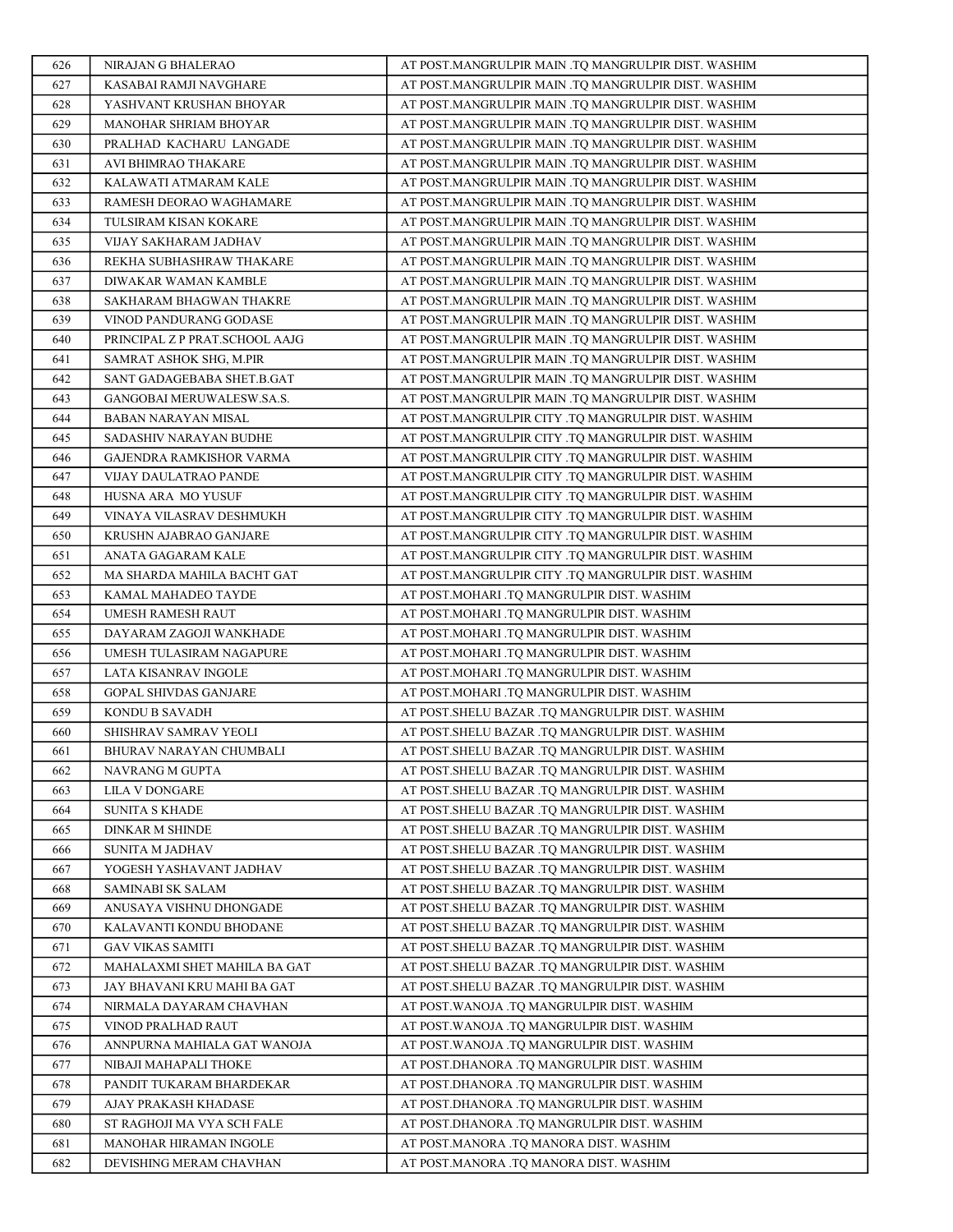| 626 | NIRAJAN G BHALERAO | AT POST.MANGRULPIR MAIN .TQ MANGRULPIR DIST. WASHIM |
|---|---|---|
| 627 | KASABAI RAMJI NAVGHARE | AT POST.MANGRULPIR MAIN .TQ MANGRULPIR DIST. WASHIM |
| 628 | YASHVANT KRUSHAN BHOYAR | AT POST.MANGRULPIR MAIN .TQ MANGRULPIR DIST. WASHIM |
| 629 | MANOHAR SHRIAM BHOYAR | AT POST.MANGRULPIR MAIN .TQ MANGRULPIR DIST. WASHIM |
| 630 | PRALHAD KACHARU LANGADE | AT POST.MANGRULPIR MAIN .TQ MANGRULPIR DIST. WASHIM |
| 631 | AVI BHIMRAO THAKARE | AT POST.MANGRULPIR MAIN .TQ MANGRULPIR DIST. WASHIM |
| 632 | KALAWATI ATMARAM KALE | AT POST.MANGRULPIR MAIN .TQ MANGRULPIR DIST. WASHIM |
| 633 | RAMESH DEORAO WAGHAMARE | AT POST.MANGRULPIR MAIN .TQ MANGRULPIR DIST. WASHIM |
| 634 | TULSIRAM KISAN KOKARE | AT POST.MANGRULPIR MAIN .TQ MANGRULPIR DIST. WASHIM |
| 635 | VIJAY SAKHARAM JADHAV | AT POST.MANGRULPIR MAIN .TQ MANGRULPIR DIST. WASHIM |
| 636 | REKHA SUBHASHRAW THAKARE | AT POST.MANGRULPIR MAIN .TQ MANGRULPIR DIST. WASHIM |
| 637 | DIWAKAR WAMAN KAMBLE | AT POST.MANGRULPIR MAIN .TQ MANGRULPIR DIST. WASHIM |
| 638 | SAKHARAM BHAGWAN THAKRE | AT POST.MANGRULPIR MAIN .TQ MANGRULPIR DIST. WASHIM |
| 639 | VINOD PANDURANG GODASE | AT POST.MANGRULPIR MAIN .TQ MANGRULPIR DIST. WASHIM |
| 640 | PRINCIPAL Z P PRAT.SCHOOL AAJG | AT POST.MANGRULPIR MAIN .TQ MANGRULPIR DIST. WASHIM |
| 641 | SAMRAT ASHOK SHG, M.PIR | AT POST.MANGRULPIR MAIN .TQ MANGRULPIR DIST. WASHIM |
| 642 | SANT GADAGEBABA SHET.B.GAT | AT POST.MANGRULPIR MAIN .TQ MANGRULPIR DIST. WASHIM |
| 643 | GANGOBAI MERUWALESW.SA.S. | AT POST.MANGRULPIR MAIN .TQ MANGRULPIR DIST. WASHIM |
| 644 | BABAN NARAYAN MISAL | AT POST.MANGRULPIR CITY .TQ MANGRULPIR DIST. WASHIM |
| 645 | SADASHIV NARAYAN BUDHE | AT POST.MANGRULPIR CITY .TQ MANGRULPIR DIST. WASHIM |
| 646 | GAJENDRA RAMKISHOR VARMA | AT POST.MANGRULPIR CITY .TQ MANGRULPIR DIST. WASHIM |
| 647 | VIJAY DAULATRAO PANDE | AT POST.MANGRULPIR CITY .TQ MANGRULPIR DIST. WASHIM |
| 648 | HUSNA ARA MO YUSUF | AT POST.MANGRULPIR CITY .TQ MANGRULPIR DIST. WASHIM |
| 649 | VINAYA VILASRAV DESHMUKH | AT POST.MANGRULPIR CITY .TQ MANGRULPIR DIST. WASHIM |
| 650 | KRUSHN AJABRAO GANJARE | AT POST.MANGRULPIR CITY .TQ MANGRULPIR DIST. WASHIM |
| 651 | ANATA GAGARAM KALE | AT POST.MANGRULPIR CITY .TQ MANGRULPIR DIST. WASHIM |
| 652 | MA SHARDA MAHILA BACHT GAT | AT POST.MANGRULPIR CITY .TQ MANGRULPIR DIST. WASHIM |
| 653 | KAMAL MAHADEO TAYDE | AT POST.MOHARI .TQ MANGRULPIR DIST. WASHIM |
| 654 | UMESH RAMESH RAUT | AT POST.MOHARI .TQ MANGRULPIR DIST. WASHIM |
| 655 | DAYARAM ZAGOJI WANKHADE | AT POST.MOHARI .TQ MANGRULPIR DIST. WASHIM |
| 656 | UMESH TULASIRAM NAGAPURE | AT POST.MOHARI .TQ MANGRULPIR DIST. WASHIM |
| 657 | LATA KISANRAV INGOLE | AT POST.MOHARI .TQ MANGRULPIR DIST. WASHIM |
| 658 | GOPAL SHIVDAS GANJARE | AT POST.MOHARI .TQ MANGRULPIR DIST. WASHIM |
| 659 | KONDU B SAVADH | AT POST.SHELU BAZAR .TQ MANGRULPIR DIST. WASHIM |
| 660 | SHISHRAV SAMRAV YEOLI | AT POST.SHELU BAZAR .TQ MANGRULPIR DIST. WASHIM |
| 661 | BHURAV NARAYAN CHUMBALI | AT POST.SHELU BAZAR .TQ MANGRULPIR DIST. WASHIM |
| 662 | NAVRANG M GUPTA | AT POST.SHELU BAZAR .TQ MANGRULPIR DIST. WASHIM |
| 663 | LILA V DONGARE | AT POST.SHELU BAZAR .TQ MANGRULPIR DIST. WASHIM |
| 664 | SUNITA S KHADE | AT POST.SHELU BAZAR .TQ MANGRULPIR DIST. WASHIM |
| 665 | DINKAR M SHINDE | AT POST.SHELU BAZAR .TQ MANGRULPIR DIST. WASHIM |
| 666 | SUNITA M JADHAV | AT POST.SHELU BAZAR .TQ MANGRULPIR DIST. WASHIM |
| 667 | YOGESH YASHAVANT JADHAV | AT POST.SHELU BAZAR .TQ MANGRULPIR DIST. WASHIM |
| 668 | SAMINABI SK SALAM | AT POST.SHELU BAZAR .TQ MANGRULPIR DIST. WASHIM |
| 669 | ANUSAYA VISHNU DHONGADE | AT POST.SHELU BAZAR .TQ MANGRULPIR DIST. WASHIM |
| 670 | KALAVANTI KONDU BHODANE | AT POST.SHELU BAZAR .TQ MANGRULPIR DIST. WASHIM |
| 671 | GAV VIKAS SAMITI | AT POST.SHELU BAZAR .TQ MANGRULPIR DIST. WASHIM |
| 672 | MAHALAXMI SHET MAHILA BA GAT | AT POST.SHELU BAZAR .TQ MANGRULPIR DIST. WASHIM |
| 673 | JAY BHAVANI KRU MAHI BA GAT | AT POST.SHELU BAZAR .TQ MANGRULPIR DIST. WASHIM |
| 674 | NIRMALA DAYARAM CHAVHAN | AT POST.WANOJA .TQ MANGRULPIR DIST. WASHIM |
| 675 | VINOD PRALHAD RAUT | AT POST.WANOJA .TQ MANGRULPIR DIST. WASHIM |
| 676 | ANNPURNA MAHIALA GAT WANOJA | AT POST.WANOJA .TQ MANGRULPIR DIST. WASHIM |
| 677 | NIBAJI MAHAPALI THOKE | AT POST.DHANORA .TQ MANGRULPIR DIST. WASHIM |
| 678 | PANDIT TUKARAM BHARDEKAR | AT POST.DHANORA .TQ MANGRULPIR DIST. WASHIM |
| 679 | AJAY PRAKASH KHADASE | AT POST.DHANORA .TQ MANGRULPIR DIST. WASHIM |
| 680 | ST RAGHOJI MA VYA SCH FALE | AT POST.DHANORA .TQ MANGRULPIR DIST. WASHIM |
| 681 | MANOHAR HIRAMAN INGOLE | AT POST.MANORA .TQ MANORA DIST. WASHIM |
| 682 | DEVISHING MERAM CHAVHAN | AT POST.MANORA .TQ MANORA DIST. WASHIM |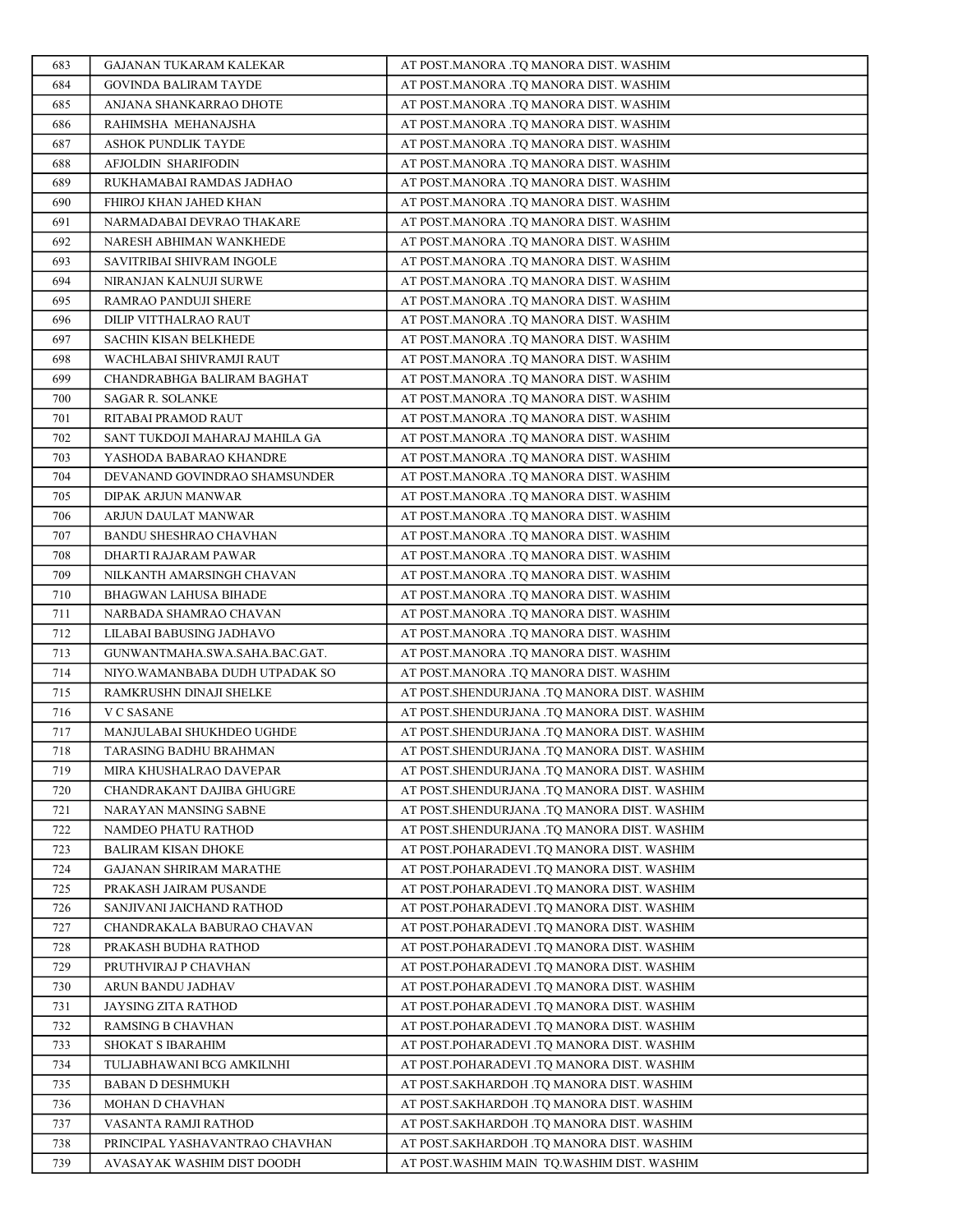| | | |
|---|---|---|
| 683 | GAJANAN TUKARAM KALEKAR | AT POST.MANORA .TQ MANORA DIST. WASHIM |
| 684 | GOVINDA BALIRAM TAYDE | AT POST.MANORA .TQ MANORA DIST. WASHIM |
| 685 | ANJANA SHANKARRAO DHOTE | AT POST.MANORA .TQ MANORA DIST. WASHIM |
| 686 | RAHIMSHA MEHANAJSHA | AT POST.MANORA .TQ MANORA DIST. WASHIM |
| 687 | ASHOK PUNDLIK TAYDE | AT POST.MANORA .TQ MANORA DIST. WASHIM |
| 688 | AFJOLDIN SHARIFODIN | AT POST.MANORA .TQ MANORA DIST. WASHIM |
| 689 | RUKHAMABAI RAMDAS JADHAO | AT POST.MANORA .TQ MANORA DIST. WASHIM |
| 690 | FHIROJ KHAN JAHED KHAN | AT POST.MANORA .TQ MANORA DIST. WASHIM |
| 691 | NARMADABAI DEVRAO THAKARE | AT POST.MANORA .TQ MANORA DIST. WASHIM |
| 692 | NARESH ABHIMAN WANKHEDE | AT POST.MANORA .TQ MANORA DIST. WASHIM |
| 693 | SAVITRIBAI SHIVRAM INGOLE | AT POST.MANORA .TQ MANORA DIST. WASHIM |
| 694 | NIRANJAN KALNUJI SURWE | AT POST.MANORA .TQ MANORA DIST. WASHIM |
| 695 | RAMRAO PANDUJI SHERE | AT POST.MANORA .TQ MANORA DIST. WASHIM |
| 696 | DILIP VITTHALRAO RAUT | AT POST.MANORA .TQ MANORA DIST. WASHIM |
| 697 | SACHIN KISAN BELKHEDE | AT POST.MANORA .TQ MANORA DIST. WASHIM |
| 698 | WACHLABAI SHIVRAMJI RAUT | AT POST.MANORA .TQ MANORA DIST. WASHIM |
| 699 | CHANDRABHGA BALIRAM BAGHAT | AT POST.MANORA .TQ MANORA DIST. WASHIM |
| 700 | SAGAR R. SOLANKE | AT POST.MANORA .TQ MANORA DIST. WASHIM |
| 701 | RITABAI PRAMOD RAUT | AT POST.MANORA .TQ MANORA DIST. WASHIM |
| 702 | SANT TUKDOJI MAHARAJ MAHILA GA | AT POST.MANORA .TQ MANORA DIST. WASHIM |
| 703 | YASHODA BABARAO KHANDRE | AT POST.MANORA .TQ MANORA DIST. WASHIM |
| 704 | DEVANAND GOVINDRAO SHAMSUNDER | AT POST.MANORA .TQ MANORA DIST. WASHIM |
| 705 | DIPAK ARJUN MANWAR | AT POST.MANORA .TQ MANORA DIST. WASHIM |
| 706 | ARJUN DAULAT MANWAR | AT POST.MANORA .TQ MANORA DIST. WASHIM |
| 707 | BANDU SHESHRAO CHAVHAN | AT POST.MANORA .TQ MANORA DIST. WASHIM |
| 708 | DHARTI RAJARAM PAWAR | AT POST.MANORA .TQ MANORA DIST. WASHIM |
| 709 | NILKANTH AMARSINGH CHAVAN | AT POST.MANORA .TQ MANORA DIST. WASHIM |
| 710 | BHAGWAN LAHUSA BIHADE | AT POST.MANORA .TQ MANORA DIST. WASHIM |
| 711 | NARBADA SHAMRAO CHAVAN | AT POST.MANORA .TQ MANORA DIST. WASHIM |
| 712 | LILABAI BABUSING JADHAVO | AT POST.MANORA .TQ MANORA DIST. WASHIM |
| 713 | GUNWANTMAHA.SWA.SAHA.BAC.GAT. | AT POST.MANORA .TQ MANORA DIST. WASHIM |
| 714 | NIYO.WAMANBABA DUDH UTPADAK SO | AT POST.MANORA .TQ MANORA DIST. WASHIM |
| 715 | RAMKRUSHN DINAJI SHELKE | AT POST.SHENDURJANA .TQ MANORA DIST. WASHIM |
| 716 | V C SASANE | AT POST.SHENDURJANA .TQ MANORA DIST. WASHIM |
| 717 | MANJULABAI SHUKHDEO UGHDE | AT POST.SHENDURJANA .TQ MANORA DIST. WASHIM |
| 718 | TARASING BADHU BRAHMAN | AT POST.SHENDURJANA .TQ MANORA DIST. WASHIM |
| 719 | MIRA KHUSHALRAO DAVEPAR | AT POST.SHENDURJANA .TQ MANORA DIST. WASHIM |
| 720 | CHANDRAKANT DAJIBA GHUGRE | AT POST.SHENDURJANA .TQ MANORA DIST. WASHIM |
| 721 | NARAYAN MANSING SABNE | AT POST.SHENDURJANA .TQ MANORA DIST. WASHIM |
| 722 | NAMDEO PHATU RATHOD | AT POST.SHENDURJANA .TQ MANORA DIST. WASHIM |
| 723 | BALIRAM KISAN DHOKE | AT POST.POHARADEVI .TQ MANORA DIST. WASHIM |
| 724 | GAJANAN SHRIRAM MARATHE | AT POST.POHARADEVI .TQ MANORA DIST. WASHIM |
| 725 | PRAKASH JAIRAM PUSANDE | AT POST.POHARADEVI .TQ MANORA DIST. WASHIM |
| 726 | SANJIVANI JAICHAND RATHOD | AT POST.POHARADEVI .TQ MANORA DIST. WASHIM |
| 727 | CHANDRAKALA BABURAO CHAVAN | AT POST.POHARADEVI .TQ MANORA DIST. WASHIM |
| 728 | PRAKASH BUDHA RATHOD | AT POST.POHARADEVI .TQ MANORA DIST. WASHIM |
| 729 | PRUTHVIRAJ P CHAVHAN | AT POST.POHARADEVI .TQ MANORA DIST. WASHIM |
| 730 | ARUN BANDU JADHAV | AT POST.POHARADEVI .TQ MANORA DIST. WASHIM |
| 731 | JAYSING ZITA RATHOD | AT POST.POHARADEVI .TQ MANORA DIST. WASHIM |
| 732 | RAMSING B CHAVHAN | AT POST.POHARADEVI .TQ MANORA DIST. WASHIM |
| 733 | SHOKAT S IBARAHIM | AT POST.POHARADEVI .TQ MANORA DIST. WASHIM |
| 734 | TULJABHAWANI BCG AMKILNHI | AT POST.POHARADEVI .TQ MANORA DIST. WASHIM |
| 735 | BABAN D DESHMUKH | AT POST.SAKHARDOH .TQ MANORA DIST. WASHIM |
| 736 | MOHAN D CHAVHAN | AT POST.SAKHARDOH .TQ MANORA DIST. WASHIM |
| 737 | VASANTA RAMJI RATHOD | AT POST.SAKHARDOH .TQ MANORA DIST. WASHIM |
| 738 | PRINCIPAL YASHAVANTRAO CHAVHAN | AT POST.SAKHARDOH .TQ MANORA DIST. WASHIM |
| 739 | AVASAYAK WASHIM DIST DOODH | AT POST.WASHIM MAIN TQ.WASHIM DIST. WASHIM |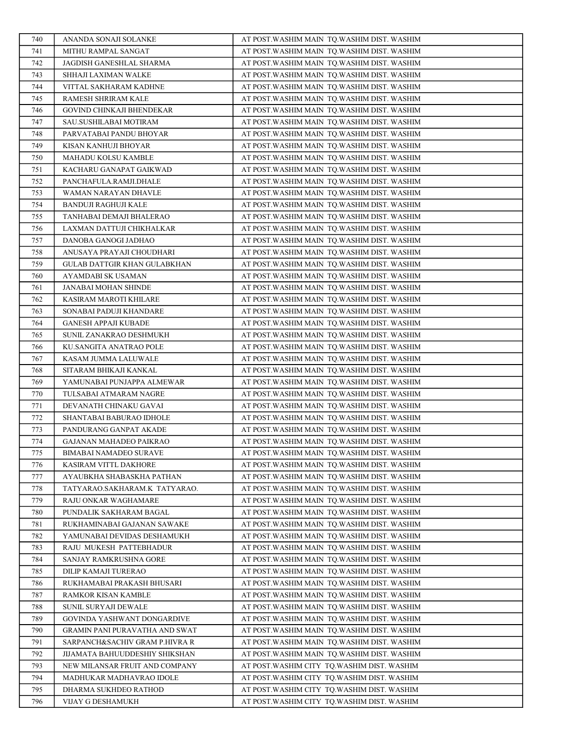| 740 | ANANDA SONAJI SOLANKE | AT POST.WASHIM MAIN TQ.WASHIM DIST. WASHIM |
|---|---|---|
| 741 | MITHU RAMPAL SANGAT | AT POST.WASHIM MAIN TQ.WASHIM DIST. WASHIM |
| 742 | JAGDISH GANESHLAL SHARMA | AT POST.WASHIM MAIN TQ.WASHIM DIST. WASHIM |
| 743 | SHHAJI LAXIMAN WALKE | AT POST.WASHIM MAIN TQ.WASHIM DIST. WASHIM |
| 744 | VITTAL SAKHARAM KADHNE | AT POST.WASHIM MAIN TQ.WASHIM DIST. WASHIM |
| 745 | RAMESH SHRIRAM KALE | AT POST.WASHIM MAIN TQ.WASHIM DIST. WASHIM |
| 746 | GOVIND CHINKAJI BHENDEKAR | AT POST.WASHIM MAIN TQ.WASHIM DIST. WASHIM |
| 747 | SAU.SUSHILABAI MOTIRAM | AT POST.WASHIM MAIN TQ.WASHIM DIST. WASHIM |
| 748 | PARVATABAI PANDU BHOYAR | AT POST.WASHIM MAIN TQ.WASHIM DIST. WASHIM |
| 749 | KISAN KANHUJI BHOYAR | AT POST.WASHIM MAIN TQ.WASHIM DIST. WASHIM |
| 750 | MAHADU KOLSU KAMBLE | AT POST.WASHIM MAIN TQ.WASHIM DIST. WASHIM |
| 751 | KACHARU GANAPAT GAIKWAD | AT POST.WASHIM MAIN TQ.WASHIM DIST. WASHIM |
| 752 | PANCHAFULA.RAMJI.DHALE | AT POST.WASHIM MAIN TQ.WASHIM DIST. WASHIM |
| 753 | WAMAN NARAYAN DHAVLE | AT POST.WASHIM MAIN TQ.WASHIM DIST. WASHIM |
| 754 | BANDUJI RAGHUJI KALE | AT POST.WASHIM MAIN TQ.WASHIM DIST. WASHIM |
| 755 | TANHABAI DEMAJI BHALERAO | AT POST.WASHIM MAIN TQ.WASHIM DIST. WASHIM |
| 756 | LAXMAN DATTUJI CHIKHALKAR | AT POST.WASHIM MAIN TQ.WASHIM DIST. WASHIM |
| 757 | DANOBA GANOGI JADHAO | AT POST.WASHIM MAIN TQ.WASHIM DIST. WASHIM |
| 758 | ANUSAYA PRAYAJI CHOUDHARI | AT POST.WASHIM MAIN TQ.WASHIM DIST. WASHIM |
| 759 | GULAB DATTGIR KHAN GULABKHAN | AT POST.WASHIM MAIN TQ.WASHIM DIST. WASHIM |
| 760 | AYAMDABI SK USAMAN | AT POST.WASHIM MAIN TQ.WASHIM DIST. WASHIM |
| 761 | JANABAI MOHAN SHINDE | AT POST.WASHIM MAIN TQ.WASHIM DIST. WASHIM |
| 762 | KASIRAM MAROTI KHILARE | AT POST.WASHIM MAIN TQ.WASHIM DIST. WASHIM |
| 763 | SONABAI PADUJI KHANDARE | AT POST.WASHIM MAIN TQ.WASHIM DIST. WASHIM |
| 764 | GANESH APPAJI KUBADE | AT POST.WASHIM MAIN TQ.WASHIM DIST. WASHIM |
| 765 | SUNIL ZANAKRAO DESHMUKH | AT POST.WASHIM MAIN TQ.WASHIM DIST. WASHIM |
| 766 | KU.SANGITA ANATRAO POLE | AT POST.WASHIM MAIN TQ.WASHIM DIST. WASHIM |
| 767 | KASAM JUMMA LALUWALE | AT POST.WASHIM MAIN TQ.WASHIM DIST. WASHIM |
| 768 | SITARAM BHIKAJI KANKAL | AT POST.WASHIM MAIN TQ.WASHIM DIST. WASHIM |
| 769 | YAMUNABAI PUNJAPPA ALMEWAR | AT POST.WASHIM MAIN TQ.WASHIM DIST. WASHIM |
| 770 | TULSABAI ATMARAM NAGRE | AT POST.WASHIM MAIN TQ.WASHIM DIST. WASHIM |
| 771 | DEVANATH CHINAKU GAVAI | AT POST.WASHIM MAIN TQ.WASHIM DIST. WASHIM |
| 772 | SHANTABAI BABURAO IDHOLE | AT POST.WASHIM MAIN TQ.WASHIM DIST. WASHIM |
| 773 | PANDURANG GANPAT AKADE | AT POST.WASHIM MAIN TQ.WASHIM DIST. WASHIM |
| 774 | GAJANAN MAHADEO PAIKRAO | AT POST.WASHIM MAIN TQ.WASHIM DIST. WASHIM |
| 775 | BIMABAI NAMADEO SURAVE | AT POST.WASHIM MAIN TQ.WASHIM DIST. WASHIM |
| 776 | KASIRAM VITTL DAKHORE | AT POST.WASHIM MAIN TQ.WASHIM DIST. WASHIM |
| 777 | AYAUBKHA SHABASKHA PATHAN | AT POST.WASHIM MAIN TQ.WASHIM DIST. WASHIM |
| 778 | TATYARAO.SAKHARAM.K TATYARAO. | AT POST.WASHIM MAIN TQ.WASHIM DIST. WASHIM |
| 779 | RAJU ONKAR WAGHAMARE | AT POST.WASHIM MAIN TQ.WASHIM DIST. WASHIM |
| 780 | PUNDALIK SAKHARAM BAGAL | AT POST.WASHIM MAIN TQ.WASHIM DIST. WASHIM |
| 781 | RUKHAMINABAI GAJANAN SAWAKE | AT POST.WASHIM MAIN TQ.WASHIM DIST. WASHIM |
| 782 | YAMUNABAI DEVIDAS DESHAMUKH | AT POST.WASHIM MAIN TQ.WASHIM DIST. WASHIM |
| 783 | RAJU MUKESH PATTEBHADUR | AT POST.WASHIM MAIN TQ.WASHIM DIST. WASHIM |
| 784 | SANJAY RAMKRUSHNA GORE | AT POST.WASHIM MAIN TQ.WASHIM DIST. WASHIM |
| 785 | DILIP KAMAJI TURERAO | AT POST.WASHIM MAIN TQ.WASHIM DIST. WASHIM |
| 786 | RUKHAMABAI PRAKASH BHUSARI | AT POST.WASHIM MAIN TQ.WASHIM DIST. WASHIM |
| 787 | RAMKOR KISAN KAMBLE | AT POST.WASHIM MAIN TQ.WASHIM DIST. WASHIM |
| 788 | SUNIL SURYAJI DEWALE | AT POST.WASHIM MAIN TQ.WASHIM DIST. WASHIM |
| 789 | GOVINDA YASHWANT DONGARDIVE | AT POST.WASHIM MAIN TQ.WASHIM DIST. WASHIM |
| 790 | GRAMIN PANI PURAVATHA AND SWAT | AT POST.WASHIM MAIN TQ.WASHIM DIST. WASHIM |
| 791 | SARPANCH&SACHIV GRAM P.HIVRA R | AT POST.WASHIM MAIN TQ.WASHIM DIST. WASHIM |
| 792 | JIJAMATA BAHUUDDESHIY SHIKSHAN | AT POST.WASHIM MAIN TQ.WASHIM DIST. WASHIM |
| 793 | NEW MILANSAR FRUIT AND COMPANY | AT POST.WASHIM CITY TQ.WASHIM DIST. WASHIM |
| 794 | MADHUKAR MADHAVRAO IDOLE | AT POST.WASHIM CITY TQ.WASHIM DIST. WASHIM |
| 795 | DHARMA SUKHDEO RATHOD | AT POST.WASHIM CITY TQ.WASHIM DIST. WASHIM |
| 796 | VIJAY G DESHAMUKH | AT POST.WASHIM CITY TQ.WASHIM DIST. WASHIM |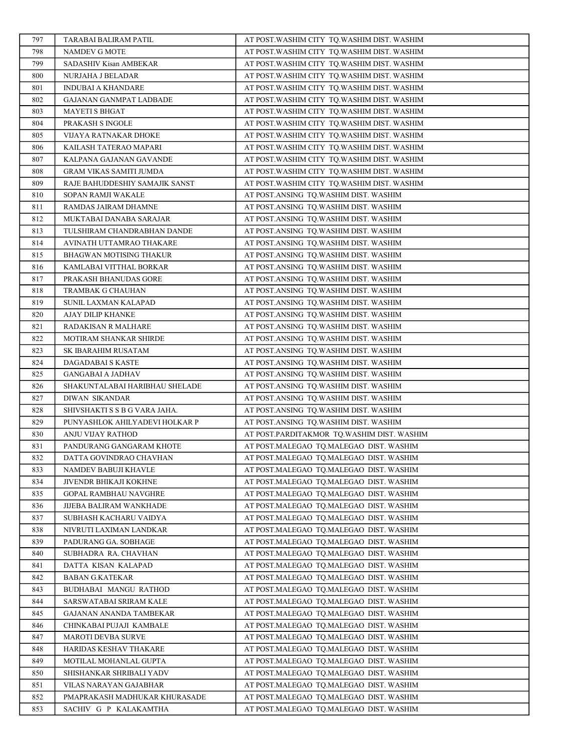| 797 | TARABAI BALIRAM PATIL | AT POST.WASHIM CITY TQ.WASHIM DIST. WASHIM |
|---|---|---|
| 798 | NAMDEV G MOTE | AT POST.WASHIM CITY TQ.WASHIM DIST. WASHIM |
| 799 | SADASHIV Kisan AMBEKAR | AT POST.WASHIM CITY TQ.WASHIM DIST. WASHIM |
| 800 | NURJAHA J BELADAR | AT POST.WASHIM CITY TQ.WASHIM DIST. WASHIM |
| 801 | INDUBAI A KHANDARE | AT POST.WASHIM CITY TQ.WASHIM DIST. WASHIM |
| 802 | GAJANAN GANMPAT LADBADE | AT POST.WASHIM CITY TQ.WASHIM DIST. WASHIM |
| 803 | MAYETI S BHGAT | AT POST.WASHIM CITY TQ.WASHIM DIST. WASHIM |
| 804 | PRAKASH S INGOLE | AT POST.WASHIM CITY TQ.WASHIM DIST. WASHIM |
| 805 | VIJAYA RATNAKAR DHOKE | AT POST.WASHIM CITY TQ.WASHIM DIST. WASHIM |
| 806 | KAILASH TATERAO MAPARI | AT POST.WASHIM CITY TQ.WASHIM DIST. WASHIM |
| 807 | KALPANA GAJANAN GAVANDE | AT POST.WASHIM CITY TQ.WASHIM DIST. WASHIM |
| 808 | GRAM VIKAS SAMITI JUMDA | AT POST.WASHIM CITY TQ.WASHIM DIST. WASHIM |
| 809 | RAJE BAHUDDESHIY SAMAJIK SANST | AT POST.WASHIM CITY TQ.WASHIM DIST. WASHIM |
| 810 | SOPAN RAMJI WAKALE | AT POST.ANSING TQ.WASHIM DIST. WASHIM |
| 811 | RAMDAS JAIRAM DHAMNE | AT POST.ANSING TQ.WASHIM DIST. WASHIM |
| 812 | MUKTABAI DANABA SARAJAR | AT POST.ANSING TQ.WASHIM DIST. WASHIM |
| 813 | TULSHIRAM CHANDRABHAN DANDE | AT POST.ANSING TQ.WASHIM DIST. WASHIM |
| 814 | AVINATH UTTAMRAO THAKARE | AT POST.ANSING TQ.WASHIM DIST. WASHIM |
| 815 | BHAGWAN MOTISING THAKUR | AT POST.ANSING TQ.WASHIM DIST. WASHIM |
| 816 | KAMLABAI VITTHAL BORKAR | AT POST.ANSING TQ.WASHIM DIST. WASHIM |
| 817 | PRAKASH BHANUDAS GORE | AT POST.ANSING TQ.WASHIM DIST. WASHIM |
| 818 | TRAMBAK G CHAUHAN | AT POST.ANSING TQ.WASHIM DIST. WASHIM |
| 819 | SUNIL LAXMAN KALAPAD | AT POST.ANSING TQ.WASHIM DIST. WASHIM |
| 820 | AJAY DILIP KHANKE | AT POST.ANSING TQ.WASHIM DIST. WASHIM |
| 821 | RADAKISAN R MALHARE | AT POST.ANSING TQ.WASHIM DIST. WASHIM |
| 822 | MOTIRAM SHANKAR SHIRDE | AT POST.ANSING TQ.WASHIM DIST. WASHIM |
| 823 | SK IBARAHIM RUSATAM | AT POST.ANSING TQ.WASHIM DIST. WASHIM |
| 824 | DAGADABAI S KASTE | AT POST.ANSING TQ.WASHIM DIST. WASHIM |
| 825 | GANGABAI A JADHAV | AT POST.ANSING TQ.WASHIM DIST. WASHIM |
| 826 | SHAKUNTALABAI HARIBHAU SHELADE | AT POST.ANSING TQ.WASHIM DIST. WASHIM |
| 827 | DIWAN SIKANDAR | AT POST.ANSING TQ.WASHIM DIST. WASHIM |
| 828 | SHIVSHAKTI S S B G VARA JAHA. | AT POST.ANSING TQ.WASHIM DIST. WASHIM |
| 829 | PUNYASHLOK AHILYADEVI HOLKAR P | AT POST.ANSING TQ.WASHIM DIST. WASHIM |
| 830 | ANJU VIJAY RATHOD | AT POST.PARDITAKMOR TQ.WASHIM DIST. WASHIM |
| 831 | PANDURANG GANGARAM KHOTE | AT POST.MALEGAO TQ.MALEGAO DIST. WASHIM |
| 832 | DATTA GOVINDRAO CHAVHAN | AT POST.MALEGAO TQ.MALEGAO DIST. WASHIM |
| 833 | NAMDEV BABUJI KHAVLE | AT POST.MALEGAO TQ.MALEGAO DIST. WASHIM |
| 834 | JIVENDR BHIKAJI KOKHNE | AT POST.MALEGAO TQ.MALEGAO DIST. WASHIM |
| 835 | GOPAL RAMBHAU NAVGHRE | AT POST.MALEGAO TQ.MALEGAO DIST. WASHIM |
| 836 | JIJEBA BALIRAM WANKHADE | AT POST.MALEGAO TQ.MALEGAO DIST. WASHIM |
| 837 | SUBHASH KACHARU VAIDYA | AT POST.MALEGAO TQ.MALEGAO DIST. WASHIM |
| 838 | NIVRUTI LAXIMAN LANDKAR | AT POST.MALEGAO TQ.MALEGAO DIST. WASHIM |
| 839 | PADURANG GA. SOBHAGE | AT POST.MALEGAO TQ.MALEGAO DIST. WASHIM |
| 840 | SUBHADRA RA. CHAVHAN | AT POST.MALEGAO TQ.MALEGAO DIST. WASHIM |
| 841 | DATTA KISAN KALAPAD | AT POST.MALEGAO TQ.MALEGAO DIST. WASHIM |
| 842 | BABAN G.KATEKAR | AT POST.MALEGAO TQ.MALEGAO DIST. WASHIM |
| 843 | BUDHABAI MANGU RATHOD | AT POST.MALEGAO TQ.MALEGAO DIST. WASHIM |
| 844 | SARSWATABAI SRIRAM KALE | AT POST.MALEGAO TQ.MALEGAO DIST. WASHIM |
| 845 | GAJANAN ANANDA TAMBEKAR | AT POST.MALEGAO TQ.MALEGAO DIST. WASHIM |
| 846 | CHINKABAI PUJAJI KAMBALE | AT POST.MALEGAO TQ.MALEGAO DIST. WASHIM |
| 847 | MAROTI DEVBA SURVE | AT POST.MALEGAO TQ.MALEGAO DIST. WASHIM |
| 848 | HARIDAS KESHAV THAKARE | AT POST.MALEGAO TQ.MALEGAO DIST. WASHIM |
| 849 | MOTILAL MOHANLAL GUPTA | AT POST.MALEGAO TQ.MALEGAO DIST. WASHIM |
| 850 | SHISHANKAR SHRIBALI YADV | AT POST.MALEGAO TQ.MALEGAO DIST. WASHIM |
| 851 | VILAS NARAYAN GAJABHAR | AT POST.MALEGAO TQ.MALEGAO DIST. WASHIM |
| 852 | PMAPRAKASH MADHUKAR KHURASADE | AT POST.MALEGAO TQ.MALEGAO DIST. WASHIM |
| 853 | SACHIV G P KALAKAMTHA | AT POST.MALEGAO TQ.MALEGAO DIST. WASHIM |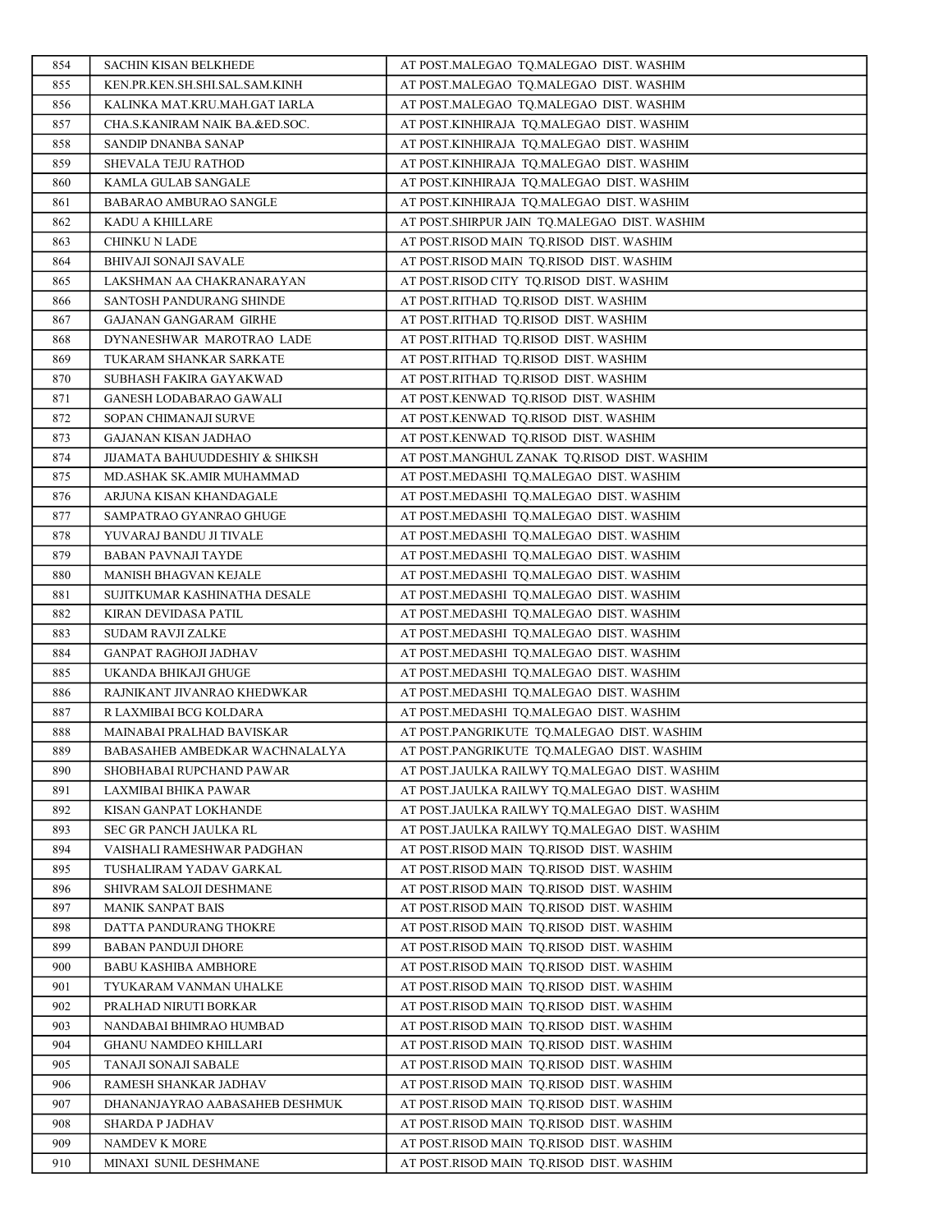| 854 | SACHIN KISAN BELKHEDE | AT POST.MALEGAO TQ.MALEGAO DIST. WASHIM |
|---|---|---|
| 855 | KEN.PR.KEN.SH.SHI.SAL.SAM.KINH | AT POST.MALEGAO TQ.MALEGAO DIST. WASHIM |
| 856 | KALINKA MAT.KRU.MAH.GAT IARLA | AT POST.MALEGAO TQ.MALEGAO DIST. WASHIM |
| 857 | CHA.S.KANIRAM NAIK BA.&ED.SOC. | AT POST.KINHIRAJA TQ.MALEGAO DIST. WASHIM |
| 858 | SANDIP DNANBA SANAP | AT POST.KINHIRAJA TQ.MALEGAO DIST. WASHIM |
| 859 | SHEVALA TEJU RATHOD | AT POST.KINHIRAJA TQ.MALEGAO DIST. WASHIM |
| 860 | KAMLA GULAB SANGALE | AT POST.KINHIRAJA TQ.MALEGAO DIST. WASHIM |
| 861 | BABARAO AMBURAO SANGLE | AT POST.KINHIRAJA TQ.MALEGAO DIST. WASHIM |
| 862 | KADU A KHILLARE | AT POST.SHIRPUR JAIN TQ.MALEGAO DIST. WASHIM |
| 863 | CHINKU N LADE | AT POST.RISOD MAIN TQ.RISOD DIST. WASHIM |
| 864 | BHIVAJI SONAJI SAVALE | AT POST.RISOD MAIN TQ.RISOD DIST. WASHIM |
| 865 | LAKSHMAN AA CHAKRANARAYAN | AT POST.RISOD CITY TQ.RISOD DIST. WASHIM |
| 866 | SANTOSH PANDURANG SHINDE | AT POST.RITHAD TQ.RISOD DIST. WASHIM |
| 867 | GAJANAN GANGARAM GIRHE | AT POST.RITHAD TQ.RISOD DIST. WASHIM |
| 868 | DYNANESHWAR MAROTRAO LADE | AT POST.RITHAD TQ.RISOD DIST. WASHIM |
| 869 | TUKARAM SHANKAR SARKATE | AT POST.RITHAD TQ.RISOD DIST. WASHIM |
| 870 | SUBHASH FAKIRA GAYAKWAD | AT POST.RITHAD TQ.RISOD DIST. WASHIM |
| 871 | GANESH LODABARAO GAWALI | AT POST.KENWAD TQ.RISOD DIST. WASHIM |
| 872 | SOPAN CHIMANAJI SURVE | AT POST.KENWAD TQ.RISOD DIST. WASHIM |
| 873 | GAJANAN KISAN JADHAO | AT POST.KENWAD TQ.RISOD DIST. WASHIM |
| 874 | JIJAMATA BAHUUDDESHIY & SHIKSH | AT POST.MANGHUL ZANAK TQ.RISOD DIST. WASHIM |
| 875 | MD.ASHAK SK.AMIR MUHAMMAD | AT POST.MEDASHI TQ.MALEGAO DIST. WASHIM |
| 876 | ARJUNA KISAN KHANDAGALE | AT POST.MEDASHI TQ.MALEGAO DIST. WASHIM |
| 877 | SAMPATRAO GYANRAO GHUGE | AT POST.MEDASHI TQ.MALEGAO DIST. WASHIM |
| 878 | YUVARAJ BANDU JI TIVALE | AT POST.MEDASHI TQ.MALEGAO DIST. WASHIM |
| 879 | BABAN PAVNAJI TAYDE | AT POST.MEDASHI TQ.MALEGAO DIST. WASHIM |
| 880 | MANISH BHAGVAN KEJALE | AT POST.MEDASHI TQ.MALEGAO DIST. WASHIM |
| 881 | SUJITKUMAR KASHINATHA DESALE | AT POST.MEDASHI TQ.MALEGAO DIST. WASHIM |
| 882 | KIRAN DEVIDASA PATIL | AT POST.MEDASHI TQ.MALEGAO DIST. WASHIM |
| 883 | SUDAM RAVJI ZALKE | AT POST.MEDASHI TQ.MALEGAO DIST. WASHIM |
| 884 | GANPAT RAGHOJI JADHAV | AT POST.MEDASHI TQ.MALEGAO DIST. WASHIM |
| 885 | UKANDA BHIKAJI GHUGE | AT POST.MEDASHI TQ.MALEGAO DIST. WASHIM |
| 886 | RAJNIKANT JIVANRAO KHEDWKAR | AT POST.MEDASHI TQ.MALEGAO DIST. WASHIM |
| 887 | R LAXMIBAI BCG KOLDARA | AT POST.MEDASHI TQ.MALEGAO DIST. WASHIM |
| 888 | MAINABAI PRALHAD BAVISKAR | AT POST.PANGRIKUTE TQ.MALEGAO DIST. WASHIM |
| 889 | BABASAHEB AMBEDKAR WACHNALALYA | AT POST.PANGRIKUTE TQ.MALEGAO DIST. WASHIM |
| 890 | SHOBHABAI RUPCHAND PAWAR | AT POST.JAULKA RAILWY TQ.MALEGAO DIST. WASHIM |
| 891 | LAXMIBAI BHIKA PAWAR | AT POST.JAULKA RAILWY TQ.MALEGAO DIST. WASHIM |
| 892 | KISAN GANPAT LOKHANDE | AT POST.JAULKA RAILWY TQ.MALEGAO DIST. WASHIM |
| 893 | SEC GR PANCH JAULKA RL | AT POST.JAULKA RAILWY TQ.MALEGAO DIST. WASHIM |
| 894 | VAISHALI RAMESHWAR PADGHAN | AT POST.RISOD MAIN TQ.RISOD DIST. WASHIM |
| 895 | TUSHALIRAM YADAV GARKAL | AT POST.RISOD MAIN TQ.RISOD DIST. WASHIM |
| 896 | SHIVRAM SALOJI DESHMANE | AT POST.RISOD MAIN TQ.RISOD DIST. WASHIM |
| 897 | MANIK SANPAT BAIS | AT POST.RISOD MAIN TQ.RISOD DIST. WASHIM |
| 898 | DATTA PANDURANG THOKRE | AT POST.RISOD MAIN TQ.RISOD DIST. WASHIM |
| 899 | BABAN PANDUJI DHORE | AT POST.RISOD MAIN TQ.RISOD DIST. WASHIM |
| 900 | BABU KASHIBA AMBHORE | AT POST.RISOD MAIN TQ.RISOD DIST. WASHIM |
| 901 | TYUKARAM VANMAN UHALKE | AT POST.RISOD MAIN TQ.RISOD DIST. WASHIM |
| 902 | PRALHAD NIRUTI BORKAR | AT POST.RISOD MAIN TQ.RISOD DIST. WASHIM |
| 903 | NANDABAI BHIMRAO HUMBAD | AT POST.RISOD MAIN TQ.RISOD DIST. WASHIM |
| 904 | GHANU NAMDEO KHILLARI | AT POST.RISOD MAIN TQ.RISOD DIST. WASHIM |
| 905 | TANAJI SONAJI SABALE | AT POST.RISOD MAIN TQ.RISOD DIST. WASHIM |
| 906 | RAMESH SHANKAR JADHAV | AT POST.RISOD MAIN TQ.RISOD DIST. WASHIM |
| 907 | DHANANJAYRAO AABASAHEB DESHMUK | AT POST.RISOD MAIN TQ.RISOD DIST. WASHIM |
| 908 | SHARDA P JADHAV | AT POST.RISOD MAIN TQ.RISOD DIST. WASHIM |
| 909 | NAMDEV K MORE | AT POST.RISOD MAIN TQ.RISOD DIST. WASHIM |
| 910 | MINAXI SUNIL DESHMANE | AT POST.RISOD MAIN TQ.RISOD DIST. WASHIM |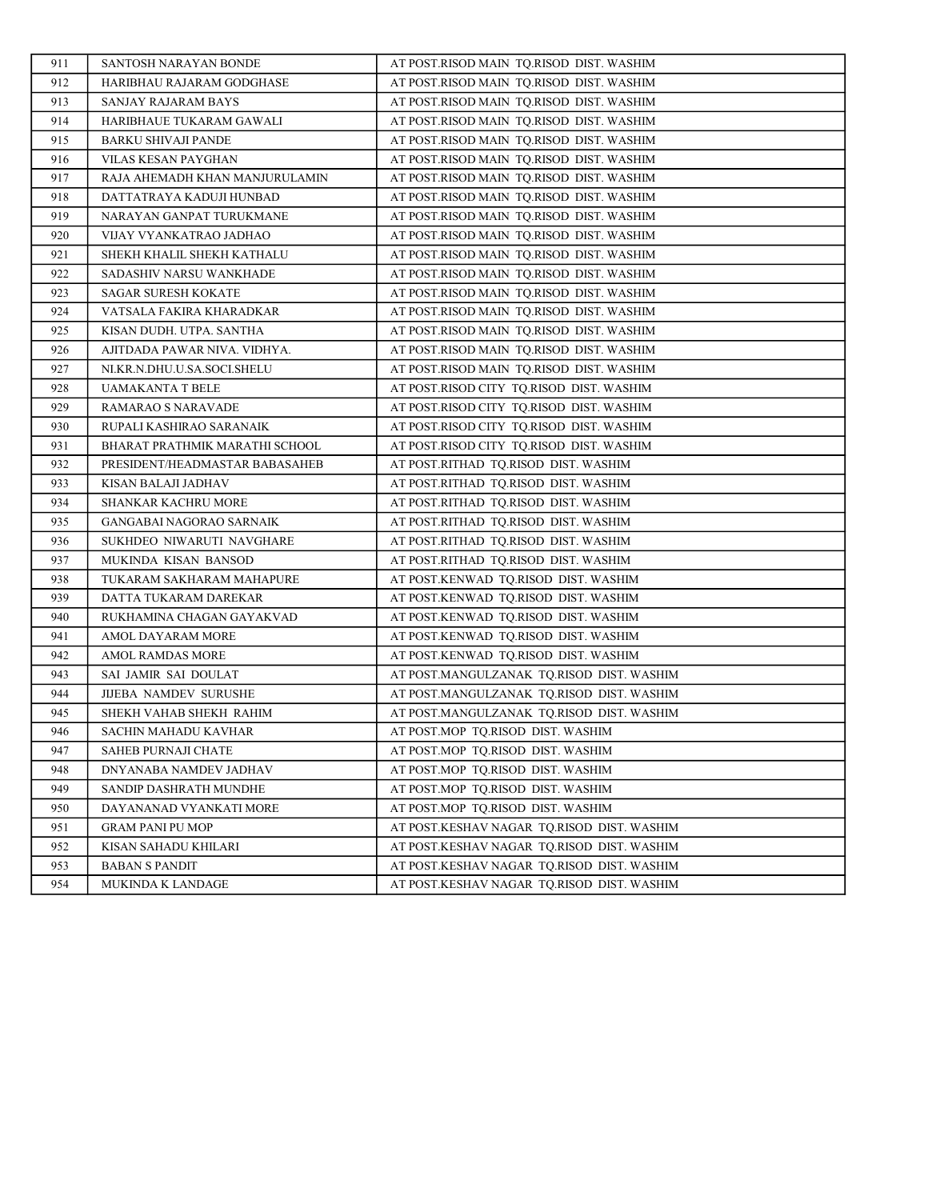| | | |
|---|---|---|
| 911 | SANTOSH NARAYAN BONDE | AT POST.RISOD MAIN TQ.RISOD DIST. WASHIM |
| 912 | HARIBHAU RAJARAM GODGHASE | AT POST.RISOD MAIN TQ.RISOD DIST. WASHIM |
| 913 | SANJAY RAJARAM BAYS | AT POST.RISOD MAIN TQ.RISOD DIST. WASHIM |
| 914 | HARIBHAUE TUKARAM GAWALI | AT POST.RISOD MAIN TQ.RISOD DIST. WASHIM |
| 915 | BARKU SHIVAJI PANDE | AT POST.RISOD MAIN TQ.RISOD DIST. WASHIM |
| 916 | VILAS KESAN PAYGHAN | AT POST.RISOD MAIN TQ.RISOD DIST. WASHIM |
| 917 | RAJA AHEMADH KHAN MANJURULAMIN | AT POST.RISOD MAIN TQ.RISOD DIST. WASHIM |
| 918 | DATTATRAYA KADUJI HUNBAD | AT POST.RISOD MAIN TQ.RISOD DIST. WASHIM |
| 919 | NARAYAN GANPAT TURUKMANE | AT POST.RISOD MAIN TQ.RISOD DIST. WASHIM |
| 920 | VIJAY VYANKATRAO JADHAO | AT POST.RISOD MAIN TQ.RISOD DIST. WASHIM |
| 921 | SHEKH KHALIL SHEKH KATHALU | AT POST.RISOD MAIN TQ.RISOD DIST. WASHIM |
| 922 | SADASHIV NARSU WANKHADE | AT POST.RISOD MAIN TQ.RISOD DIST. WASHIM |
| 923 | SAGAR SURESH KOKATE | AT POST.RISOD MAIN TQ.RISOD DIST. WASHIM |
| 924 | VATSALA FAKIRA KHARADKAR | AT POST.RISOD MAIN TQ.RISOD DIST. WASHIM |
| 925 | KISAN DUDH. UTPA. SANTHA | AT POST.RISOD MAIN TQ.RISOD DIST. WASHIM |
| 926 | AJITDADA PAWAR NIVA. VIDHYA. | AT POST.RISOD MAIN TQ.RISOD DIST. WASHIM |
| 927 | NI.KR.N.DHU.U.SA.SOCI.SHELU | AT POST.RISOD MAIN TQ.RISOD DIST. WASHIM |
| 928 | UAMAKANTA T BELE | AT POST.RISOD CITY TQ.RISOD DIST. WASHIM |
| 929 | RAMARAO S NARAVADE | AT POST.RISOD CITY TQ.RISOD DIST. WASHIM |
| 930 | RUPALI KASHIRAO SARANAIK | AT POST.RISOD CITY TQ.RISOD DIST. WASHIM |
| 931 | BHARAT PRATHMIK MARATHI SCHOOL | AT POST.RISOD CITY TQ.RISOD DIST. WASHIM |
| 932 | PRESIDENT/HEADMASTAR BABASAHEB | AT POST.RITHAD TQ.RISOD DIST. WASHIM |
| 933 | KISAN BALAJI JADHAV | AT POST.RITHAD TQ.RISOD DIST. WASHIM |
| 934 | SHANKAR KACHRU MORE | AT POST.RITHAD TQ.RISOD DIST. WASHIM |
| 935 | GANGABAI NAGORAO SARNAIK | AT POST.RITHAD TQ.RISOD DIST. WASHIM |
| 936 | SUKHDEO NIWARUTI NAVGHARE | AT POST.RITHAD TQ.RISOD DIST. WASHIM |
| 937 | MUKINDA KISAN BANSOD | AT POST.RITHAD TQ.RISOD DIST. WASHIM |
| 938 | TUKARAM SAKHARAM MAHAPURE | AT POST.KENWAD TQ.RISOD DIST. WASHIM |
| 939 | DATTA TUKARAM DAREKAR | AT POST.KENWAD TQ.RISOD DIST. WASHIM |
| 940 | RUKHAMINA CHAGAN GAYAKVAD | AT POST.KENWAD TQ.RISOD DIST. WASHIM |
| 941 | AMOL DAYARAM MORE | AT POST.KENWAD TQ.RISOD DIST. WASHIM |
| 942 | AMOL RAMDAS MORE | AT POST.KENWAD TQ.RISOD DIST. WASHIM |
| 943 | SAI JAMIR SAI DOULAT | AT POST.MANGULZANAK TQ.RISOD DIST. WASHIM |
| 944 | JIJEBA NAMDEV SURUSHE | AT POST.MANGULZANAK TQ.RISOD DIST. WASHIM |
| 945 | SHEKH VAHAB SHEKH RAHIM | AT POST.MANGULZANAK TQ.RISOD DIST. WASHIM |
| 946 | SACHIN MAHADU KAVHAR | AT POST.MOP TQ.RISOD DIST. WASHIM |
| 947 | SAHEB PURNAJI CHATE | AT POST.MOP TQ.RISOD DIST. WASHIM |
| 948 | DNYANABA NAMDEV JADHAV | AT POST.MOP TQ.RISOD DIST. WASHIM |
| 949 | SANDIP DASHRATH MUNDHE | AT POST.MOP TQ.RISOD DIST. WASHIM |
| 950 | DAYANANAD VYANKATI MORE | AT POST.MOP TQ.RISOD DIST. WASHIM |
| 951 | GRAM PANI PU MOP | AT POST.KESHAV NAGAR TQ.RISOD DIST. WASHIM |
| 952 | KISAN SAHADU KHILARI | AT POST.KESHAV NAGAR TQ.RISOD DIST. WASHIM |
| 953 | BABAN S PANDIT | AT POST.KESHAV NAGAR TQ.RISOD DIST. WASHIM |
| 954 | MUKINDA K LANDAGE | AT POST.KESHAV NAGAR TQ.RISOD DIST. WASHIM |